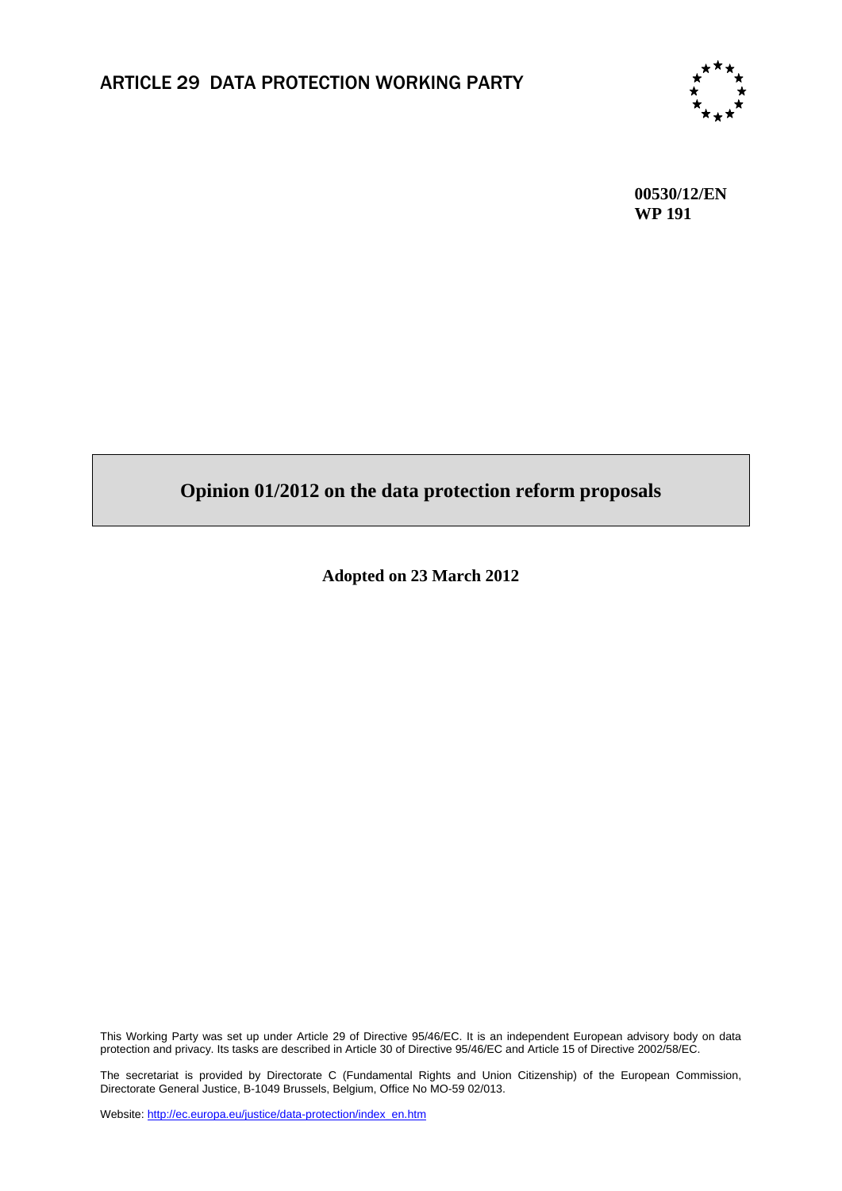ARTICLE 29 DATA PROTECTION WORKING PARTY

**00530/12/EN**
**WP 191**

# Opinion 01/2012 on the data protection reform proposals

**Adopted on 23 March 2012**

This Working Party was set up under Article 29 of Directive 95/46/EC. It is an independent European advisory body on data protection and privacy. Its tasks are described in Article 30 of Directive 95/46/EC and Article 15 of Directive 2002/58/EC.

The secretariat is provided by Directorate C (Fundamental Rights and Union Citizenship) of the European Commission, Directorate General Justice, B-1049 Brussels, Belgium, Office No MO-59 02/013.

Website: http://ec.europa.eu/justice/data-protection/index_en.htm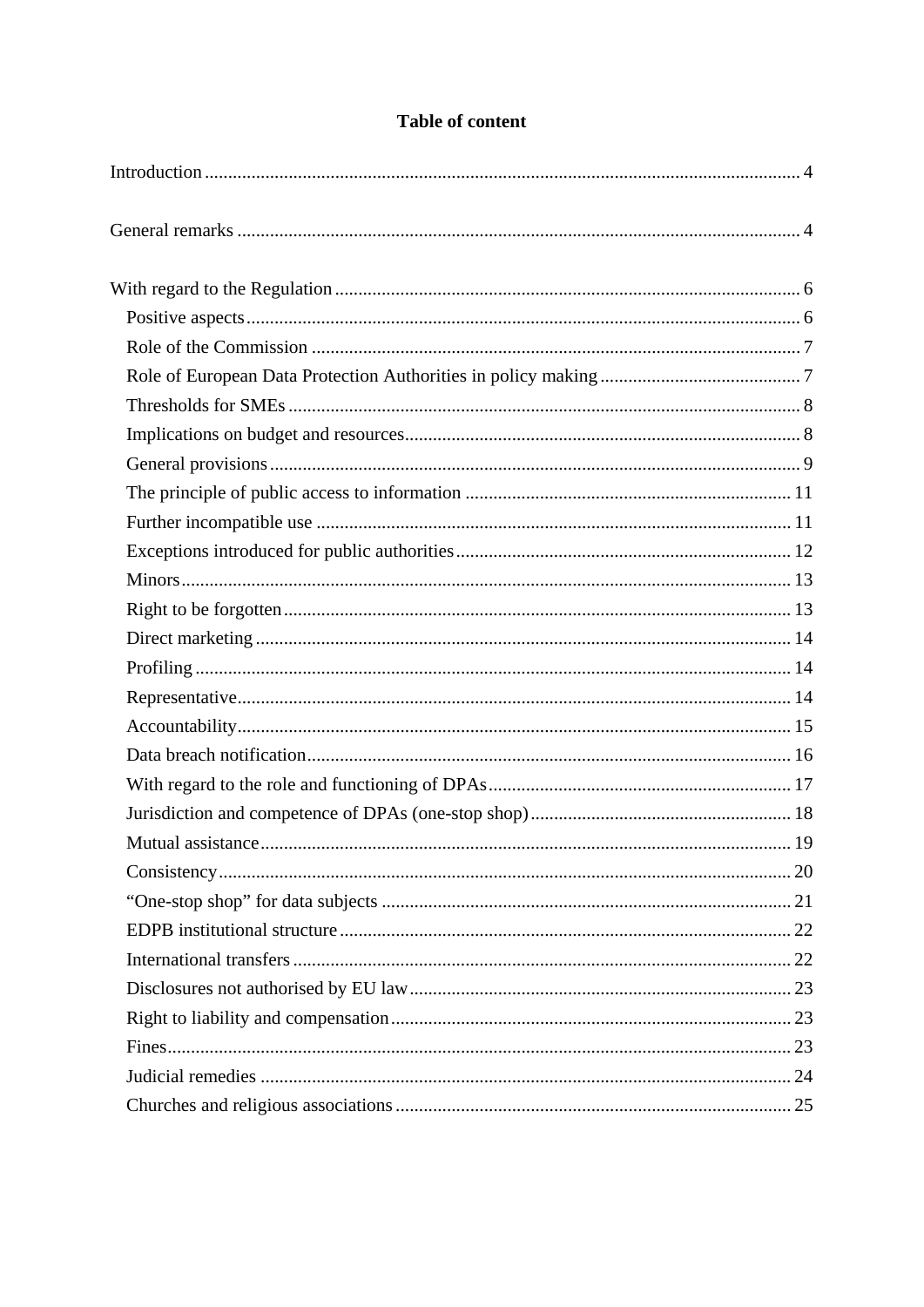## Table of content

Introduction .... 4

General remarks .... 4

With regard to the Regulation .... 6

- Positive aspects .... 6
- Role of the Commission .... 7
- Role of European Data Protection Authorities in policy making .... 7
- Thresholds for SMEs .... 8
- Implications on budget and resources .... 8
- General provisions .... 9
- The principle of public access to information .... 11
- Further incompatible use .... 11
- Exceptions introduced for public authorities .... 12
- Minors .... 13
- Right to be forgotten .... 13
- Direct marketing .... 14
- Profiling .... 14
- Representative .... 14
- Accountability .... 15
- Data breach notification .... 16
- With regard to the role and functioning of DPAs .... 17
- Jurisdiction and competence of DPAs (one-stop shop) .... 18
- Mutual assistance .... 19
- Consistency .... 20
- "One-stop shop" for data subjects .... 21
- EDPB institutional structure .... 22
- International transfers .... 22
- Disclosures not authorised by EU law .... 23
- Right to liability and compensation .... 23
- Fines .... 23
- Judicial remedies .... 24
- Churches and religious associations .... 25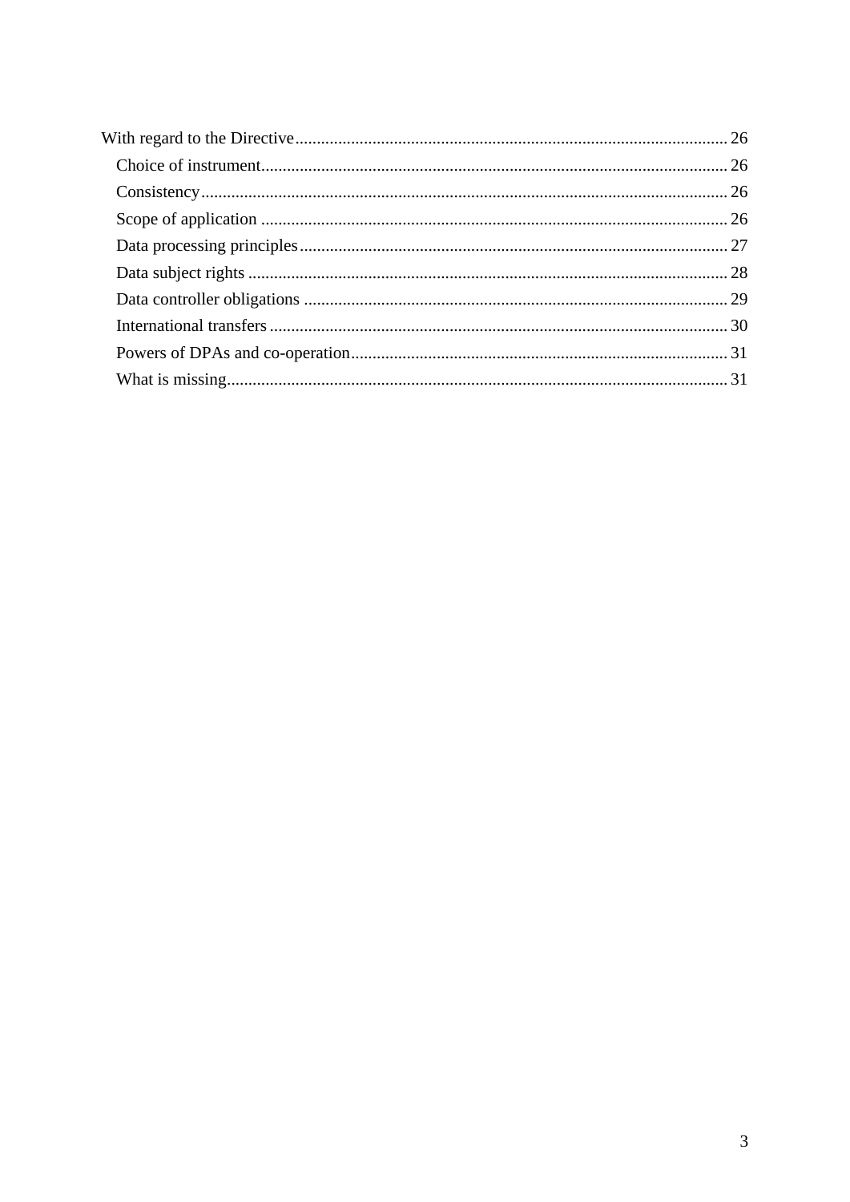With regard to the Directive .......... 26

- Choice of instrument .......... 26
- Consistency .......... 26
- Scope of application .......... 26
- Data processing principles .......... 27
- Data subject rights .......... 28
- Data controller obligations .......... 29
- International transfers .......... 30
- Powers of DPAs and co-operation .......... 31
- What is missing .......... 31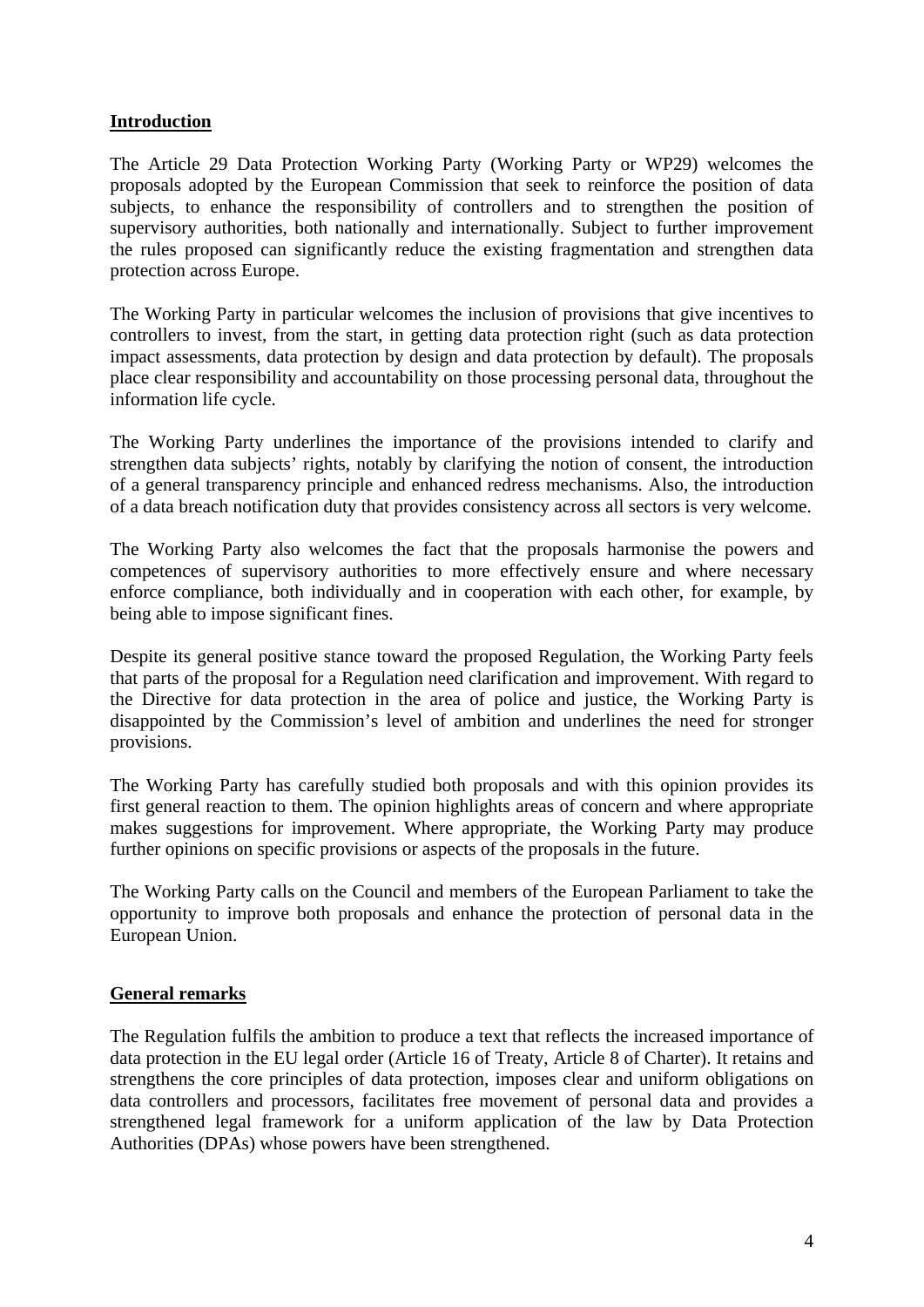## Introduction

The Article 29 Data Protection Working Party (Working Party or WP29) welcomes the proposals adopted by the European Commission that seek to reinforce the position of data subjects, to enhance the responsibility of controllers and to strengthen the position of supervisory authorities, both nationally and internationally. Subject to further improvement the rules proposed can significantly reduce the existing fragmentation and strengthen data protection across Europe.

The Working Party in particular welcomes the inclusion of provisions that give incentives to controllers to invest, from the start, in getting data protection right (such as data protection impact assessments, data protection by design and data protection by default). The proposals place clear responsibility and accountability on those processing personal data, throughout the information life cycle.

The Working Party underlines the importance of the provisions intended to clarify and strengthen data subjects' rights, notably by clarifying the notion of consent, the introduction of a general transparency principle and enhanced redress mechanisms. Also, the introduction of a data breach notification duty that provides consistency across all sectors is very welcome.

The Working Party also welcomes the fact that the proposals harmonise the powers and competences of supervisory authorities to more effectively ensure and where necessary enforce compliance, both individually and in cooperation with each other, for example, by being able to impose significant fines.

Despite its general positive stance toward the proposed Regulation, the Working Party feels that parts of the proposal for a Regulation need clarification and improvement. With regard to the Directive for data protection in the area of police and justice, the Working Party is disappointed by the Commission's level of ambition and underlines the need for stronger provisions.

The Working Party has carefully studied both proposals and with this opinion provides its first general reaction to them. The opinion highlights areas of concern and where appropriate makes suggestions for improvement. Where appropriate, the Working Party may produce further opinions on specific provisions or aspects of the proposals in the future.

The Working Party calls on the Council and members of the European Parliament to take the opportunity to improve both proposals and enhance the protection of personal data in the European Union.

## General remarks

The Regulation fulfils the ambition to produce a text that reflects the increased importance of data protection in the EU legal order (Article 16 of Treaty, Article 8 of Charter). It retains and strengthens the core principles of data protection, imposes clear and uniform obligations on data controllers and processors, facilitates free movement of personal data and provides a strengthened legal framework for a uniform application of the law by Data Protection Authorities (DPAs) whose powers have been strengthened.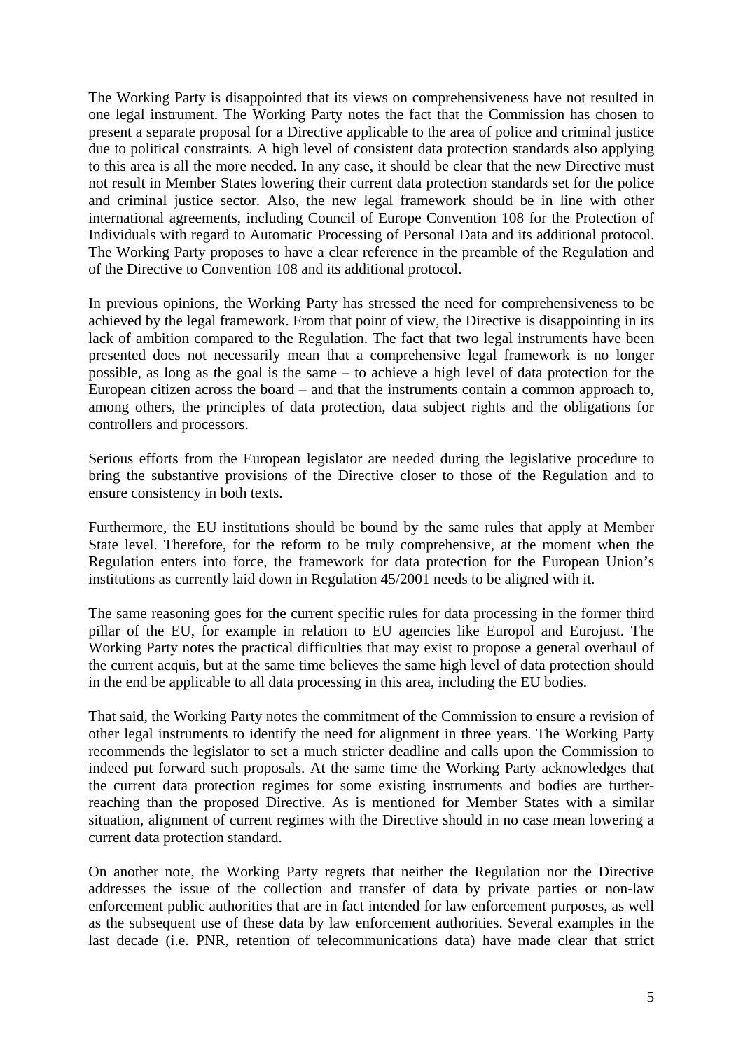The Working Party is disappointed that its views on comprehensiveness have not resulted in one legal instrument. The Working Party notes the fact that the Commission has chosen to present a separate proposal for a Directive applicable to the area of police and criminal justice due to political constraints. A high level of consistent data protection standards also applying to this area is all the more needed. In any case, it should be clear that the new Directive must not result in Member States lowering their current data protection standards set for the police and criminal justice sector. Also, the new legal framework should be in line with other international agreements, including Council of Europe Convention 108 for the Protection of Individuals with regard to Automatic Processing of Personal Data and its additional protocol. The Working Party proposes to have a clear reference in the preamble of the Regulation and of the Directive to Convention 108 and its additional protocol.

In previous opinions, the Working Party has stressed the need for comprehensiveness to be achieved by the legal framework. From that point of view, the Directive is disappointing in its lack of ambition compared to the Regulation. The fact that two legal instruments have been presented does not necessarily mean that a comprehensive legal framework is no longer possible, as long as the goal is the same – to achieve a high level of data protection for the European citizen across the board – and that the instruments contain a common approach to, among others, the principles of data protection, data subject rights and the obligations for controllers and processors.

Serious efforts from the European legislator are needed during the legislative procedure to bring the substantive provisions of the Directive closer to those of the Regulation and to ensure consistency in both texts.

Furthermore, the EU institutions should be bound by the same rules that apply at Member State level. Therefore, for the reform to be truly comprehensive, at the moment when the Regulation enters into force, the framework for data protection for the European Union's institutions as currently laid down in Regulation 45/2001 needs to be aligned with it.

The same reasoning goes for the current specific rules for data processing in the former third pillar of the EU, for example in relation to EU agencies like Europol and Eurojust. The Working Party notes the practical difficulties that may exist to propose a general overhaul of the current acquis, but at the same time believes the same high level of data protection should in the end be applicable to all data processing in this area, including the EU bodies.

That said, the Working Party notes the commitment of the Commission to ensure a revision of other legal instruments to identify the need for alignment in three years. The Working Party recommends the legislator to set a much stricter deadline and calls upon the Commission to indeed put forward such proposals. At the same time the Working Party acknowledges that the current data protection regimes for some existing instruments and bodies are further-reaching than the proposed Directive. As is mentioned for Member States with a similar situation, alignment of current regimes with the Directive should in no case mean lowering a current data protection standard.

On another note, the Working Party regrets that neither the Regulation nor the Directive addresses the issue of the collection and transfer of data by private parties or non-law enforcement public authorities that are in fact intended for law enforcement purposes, as well as the subsequent use of these data by law enforcement authorities. Several examples in the last decade (i.e. PNR, retention of telecommunications data) have made clear that strict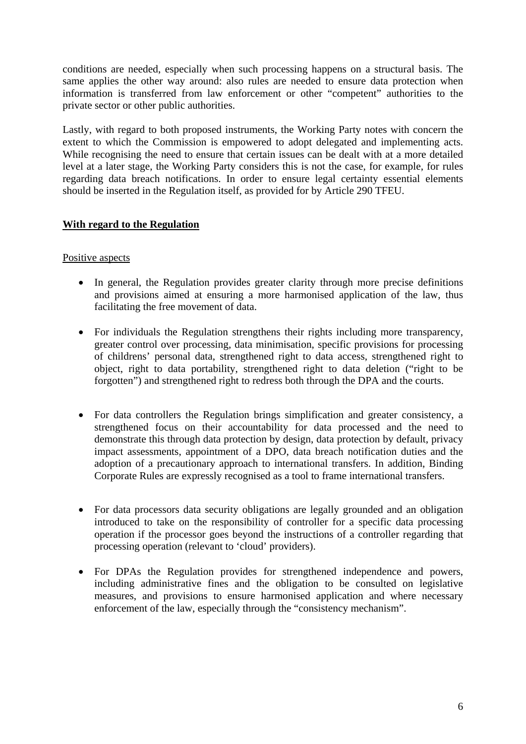conditions are needed, especially when such processing happens on a structural basis. The same applies the other way around: also rules are needed to ensure data protection when information is transferred from law enforcement or other "competent" authorities to the private sector or other public authorities.

Lastly, with regard to both proposed instruments, the Working Party notes with concern the extent to which the Commission is empowered to adopt delegated and implementing acts. While recognising the need to ensure that certain issues can be dealt with at a more detailed level at a later stage, the Working Party considers this is not the case, for example, for rules regarding data breach notifications. In order to ensure legal certainty essential elements should be inserted in the Regulation itself, as provided for by Article 290 TFEU.

**With regard to the Regulation**

Positive aspects

- In general, the Regulation provides greater clarity through more precise definitions and provisions aimed at ensuring a more harmonised application of the law, thus facilitating the free movement of data.

- For individuals the Regulation strengthens their rights including more transparency, greater control over processing, data minimisation, specific provisions for processing of childrens' personal data, strengthened right to data access, strengthened right to object, right to data portability, strengthened right to data deletion ("right to be forgotten") and strengthened right to redress both through the DPA and the courts.

- For data controllers the Regulation brings simplification and greater consistency, a strengthened focus on their accountability for data processed and the need to demonstrate this through data protection by design, data protection by default, privacy impact assessments, appointment of a DPO, data breach notification duties and the adoption of a precautionary approach to international transfers. In addition, Binding Corporate Rules are expressly recognised as a tool to frame international transfers.

- For data processors data security obligations are legally grounded and an obligation introduced to take on the responsibility of controller for a specific data processing operation if the processor goes beyond the instructions of a controller regarding that processing operation (relevant to 'cloud' providers).

- For DPAs the Regulation provides for strengthened independence and powers, including administrative fines and the obligation to be consulted on legislative measures, and provisions to ensure harmonised application and where necessary enforcement of the law, especially through the "consistency mechanism".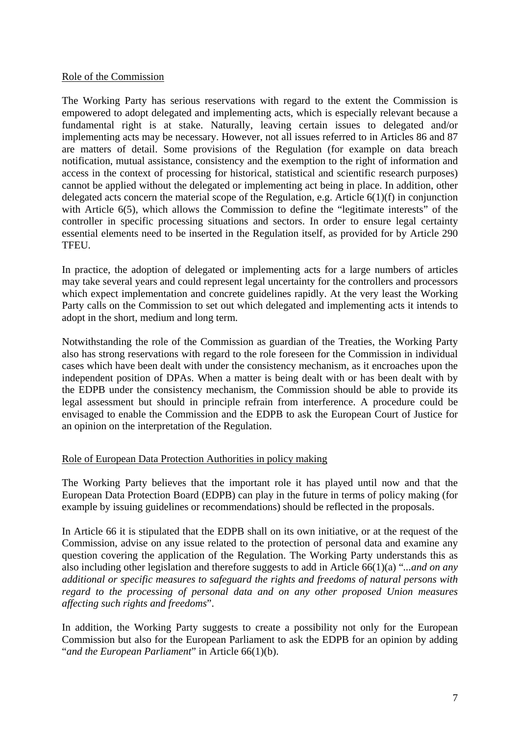Role of the Commission

The Working Party has serious reservations with regard to the extent the Commission is empowered to adopt delegated and implementing acts, which is especially relevant because a fundamental right is at stake. Naturally, leaving certain issues to delegated and/or implementing acts may be necessary. However, not all issues referred to in Articles 86 and 87 are matters of detail. Some provisions of the Regulation (for example on data breach notification, mutual assistance, consistency and the exemption to the right of information and access in the context of processing for historical, statistical and scientific research purposes) cannot be applied without the delegated or implementing act being in place. In addition, other delegated acts concern the material scope of the Regulation, e.g. Article 6(1)(f) in conjunction with Article 6(5), which allows the Commission to define the "legitimate interests" of the controller in specific processing situations and sectors. In order to ensure legal certainty essential elements need to be inserted in the Regulation itself, as provided for by Article 290 TFEU.

In practice, the adoption of delegated or implementing acts for a large numbers of articles may take several years and could represent legal uncertainty for the controllers and processors which expect implementation and concrete guidelines rapidly. At the very least the Working Party calls on the Commission to set out which delegated and implementing acts it intends to adopt in the short, medium and long term.

Notwithstanding the role of the Commission as guardian of the Treaties, the Working Party also has strong reservations with regard to the role foreseen for the Commission in individual cases which have been dealt with under the consistency mechanism, as it encroaches upon the independent position of DPAs. When a matter is being dealt with or has been dealt with by the EDPB under the consistency mechanism, the Commission should be able to provide its legal assessment but should in principle refrain from interference. A procedure could be envisaged to enable the Commission and the EDPB to ask the European Court of Justice for an opinion on the interpretation of the Regulation.

Role of European Data Protection Authorities in policy making

The Working Party believes that the important role it has played until now and that the European Data Protection Board (EDPB) can play in the future in terms of policy making (for example by issuing guidelines or recommendations) should be reflected in the proposals.

In Article 66 it is stipulated that the EDPB shall on its own initiative, or at the request of the Commission, advise on any issue related to the protection of personal data and examine any question covering the application of the Regulation. The Working Party understands this as also including other legislation and therefore suggests to add in Article 66(1)(a) "*...and on any additional or specific measures to safeguard the rights and freedoms of natural persons with regard to the processing of personal data and on any other proposed Union measures affecting such rights and freedoms*".

In addition, the Working Party suggests to create a possibility not only for the European Commission but also for the European Parliament to ask the EDPB for an opinion by adding "*and the European Parliament*" in Article 66(1)(b).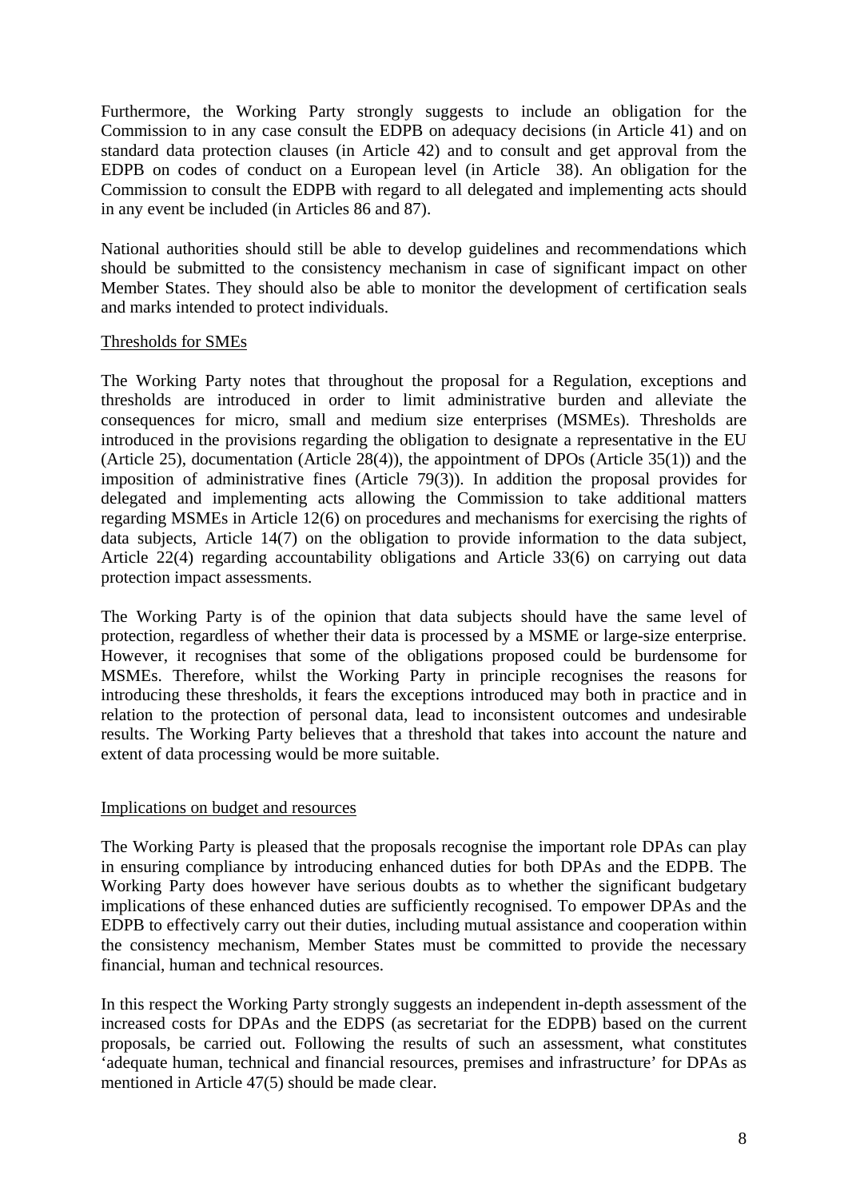Furthermore, the Working Party strongly suggests to include an obligation for the Commission to in any case consult the EDPB on adequacy decisions (in Article 41) and on standard data protection clauses (in Article 42) and to consult and get approval from the EDPB on codes of conduct on a European level (in Article 38). An obligation for the Commission to consult the EDPB with regard to all delegated and implementing acts should in any event be included (in Articles 86 and 87).

National authorities should still be able to develop guidelines and recommendations which should be submitted to the consistency mechanism in case of significant impact on other Member States. They should also be able to monitor the development of certification seals and marks intended to protect individuals.

Thresholds for SMEs

The Working Party notes that throughout the proposal for a Regulation, exceptions and thresholds are introduced in order to limit administrative burden and alleviate the consequences for micro, small and medium size enterprises (MSMEs). Thresholds are introduced in the provisions regarding the obligation to designate a representative in the EU (Article 25), documentation (Article 28(4)), the appointment of DPOs (Article 35(1)) and the imposition of administrative fines (Article 79(3)). In addition the proposal provides for delegated and implementing acts allowing the Commission to take additional matters regarding MSMEs in Article 12(6) on procedures and mechanisms for exercising the rights of data subjects, Article 14(7) on the obligation to provide information to the data subject, Article 22(4) regarding accountability obligations and Article 33(6) on carrying out data protection impact assessments.

The Working Party is of the opinion that data subjects should have the same level of protection, regardless of whether their data is processed by a MSME or large-size enterprise. However, it recognises that some of the obligations proposed could be burdensome for MSMEs. Therefore, whilst the Working Party in principle recognises the reasons for introducing these thresholds, it fears the exceptions introduced may both in practice and in relation to the protection of personal data, lead to inconsistent outcomes and undesirable results. The Working Party believes that a threshold that takes into account the nature and extent of data processing would be more suitable.

Implications on budget and resources

The Working Party is pleased that the proposals recognise the important role DPAs can play in ensuring compliance by introducing enhanced duties for both DPAs and the EDPB. The Working Party does however have serious doubts as to whether the significant budgetary implications of these enhanced duties are sufficiently recognised. To empower DPAs and the EDPB to effectively carry out their duties, including mutual assistance and cooperation within the consistency mechanism, Member States must be committed to provide the necessary financial, human and technical resources.

In this respect the Working Party strongly suggests an independent in-depth assessment of the increased costs for DPAs and the EDPS (as secretariat for the EDPB) based on the current proposals, be carried out. Following the results of such an assessment, what constitutes 'adequate human, technical and financial resources, premises and infrastructure' for DPAs as mentioned in Article 47(5) should be made clear.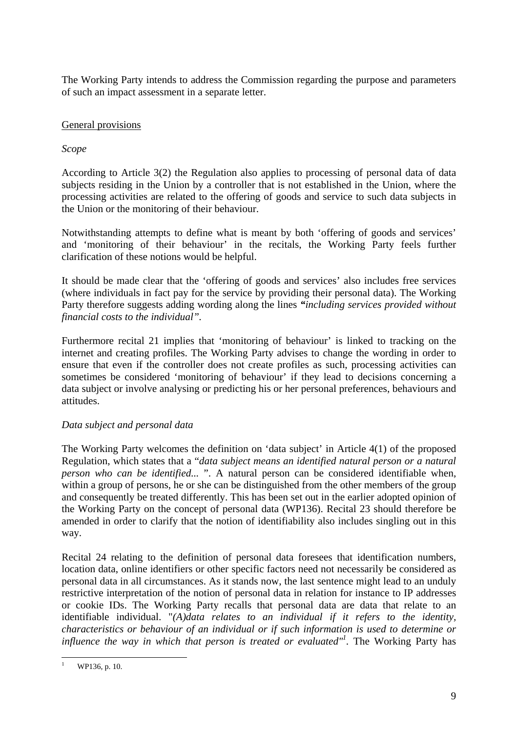The Working Party intends to address the Commission regarding the purpose and parameters of such an impact assessment in a separate letter.

General provisions

*Scope*

According to Article 3(2) the Regulation also applies to processing of personal data of data subjects residing in the Union by a controller that is not established in the Union, where the processing activities are related to the offering of goods and service to such data subjects in the Union or the monitoring of their behaviour.

Notwithstanding attempts to define what is meant by both 'offering of goods and services' and 'monitoring of their behaviour' in the recitals, the Working Party feels further clarification of these notions would be helpful.

It should be made clear that the 'offering of goods and services' also includes free services (where individuals in fact pay for the service by providing their personal data). The Working Party therefore suggests adding wording along the lines ***"****including services provided without financial costs to the individual".*

Furthermore recital 21 implies that 'monitoring of behaviour' is linked to tracking on the internet and creating profiles. The Working Party advises to change the wording in order to ensure that even if the controller does not create profiles as such, processing activities can sometimes be considered 'monitoring of behaviour' if they lead to decisions concerning a data subject or involve analysing or predicting his or her personal preferences, behaviours and attitudes.

*Data subject and personal data*

The Working Party welcomes the definition on 'data subject' in Article 4(1) of the proposed Regulation, which states that a "*data subject means an identified natural person or a natural person who can be identified...* ". A natural person can be considered identifiable when, within a group of persons, he or she can be distinguished from the other members of the group and consequently be treated differently. This has been set out in the earlier adopted opinion of the Working Party on the concept of personal data (WP136). Recital 23 should therefore be amended in order to clarify that the notion of identifiability also includes singling out in this way.

Recital 24 relating to the definition of personal data foresees that identification numbers, location data, online identifiers or other specific factors need not necessarily be considered as personal data in all circumstances. As it stands now, the last sentence might lead to an unduly restrictive interpretation of the notion of personal data in relation for instance to IP addresses or cookie IDs. The Working Party recalls that personal data are data that relate to an identifiable individual. "*(A)data relates to an individual if it refers to the identity, characteristics or behaviour of an individual or if such information is used to determine or influence the way in which that person is treated or evaluated*"[1]. The Working Party has

[1] WP136, p. 10.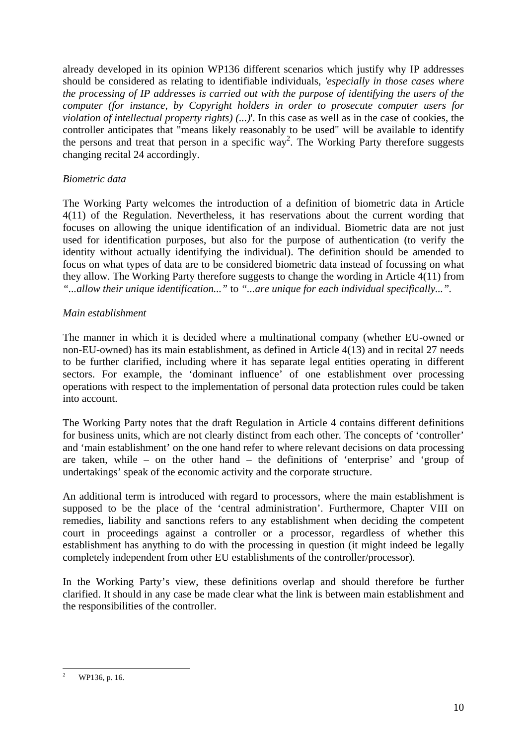already developed in its opinion WP136 different scenarios which justify why IP addresses should be considered as relating to identifiable individuals, *'especially in those cases where the processing of IP addresses is carried out with the purpose of identifying the users of the computer (for instance, by Copyright holders in order to prosecute computer users for violation of intellectual property rights) (...)*'. In this case as well as in the case of cookies, the controller anticipates that "means likely reasonably to be used" will be available to identify the persons and treat that person in a specific way[2]. The Working Party therefore suggests changing recital 24 accordingly.

*Biometric data*

The Working Party welcomes the introduction of a definition of biometric data in Article 4(11) of the Regulation. Nevertheless, it has reservations about the current wording that focuses on allowing the unique identification of an individual. Biometric data are not just used for identification purposes, but also for the purpose of authentication (to verify the identity without actually identifying the individual). The definition should be amended to focus on what types of data are to be considered biometric data instead of focussing on what they allow. The Working Party therefore suggests to change the wording in Article 4(11) from *"...allow their unique identification..."* to *"...are unique for each individual specifically..."*.

*Main establishment*

The manner in which it is decided where a multinational company (whether EU-owned or non-EU-owned) has its main establishment, as defined in Article 4(13) and in recital 27 needs to be further clarified, including where it has separate legal entities operating in different sectors. For example, the 'dominant influence' of one establishment over processing operations with respect to the implementation of personal data protection rules could be taken into account.

The Working Party notes that the draft Regulation in Article 4 contains different definitions for business units, which are not clearly distinct from each other. The concepts of 'controller' and 'main establishment' on the one hand refer to where relevant decisions on data processing are taken, while – on the other hand – the definitions of 'enterprise' and 'group of undertakings' speak of the economic activity and the corporate structure.

An additional term is introduced with regard to processors, where the main establishment is supposed to be the place of the 'central administration'. Furthermore, Chapter VIII on remedies, liability and sanctions refers to any establishment when deciding the competent court in proceedings against a controller or a processor, regardless of whether this establishment has anything to do with the processing in question (it might indeed be legally completely independent from other EU establishments of the controller/processor).

In the Working Party's view, these definitions overlap and should therefore be further clarified. It should in any case be made clear what the link is between main establishment and the responsibilities of the controller.

---

[2] WP136, p. 16.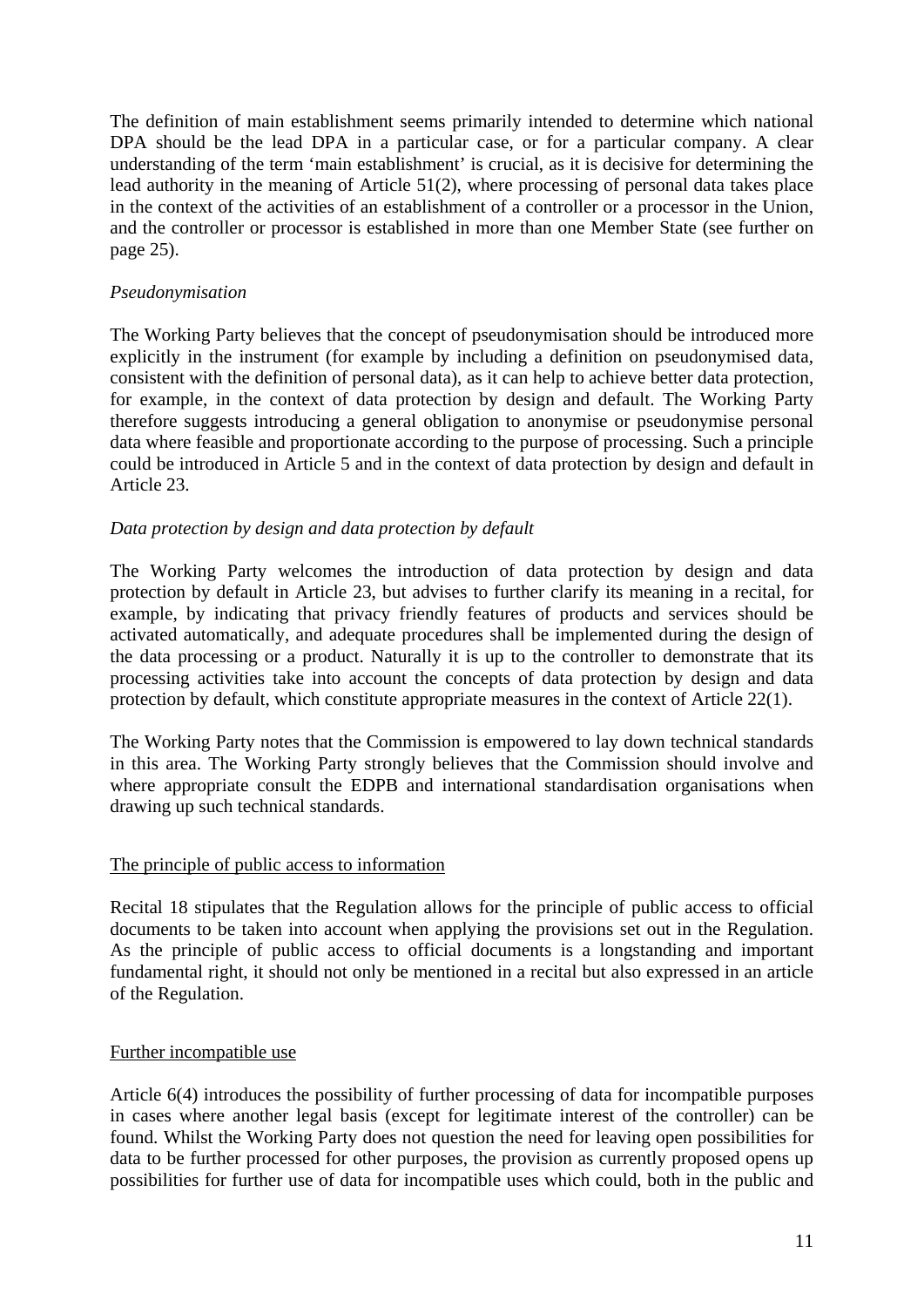The definition of main establishment seems primarily intended to determine which national DPA should be the lead DPA in a particular case, or for a particular company. A clear understanding of the term 'main establishment' is crucial, as it is decisive for determining the lead authority in the meaning of Article 51(2), where processing of personal data takes place in the context of the activities of an establishment of a controller or a processor in the Union, and the controller or processor is established in more than one Member State (see further on page 25).

*Pseudonymisation*

The Working Party believes that the concept of pseudonymisation should be introduced more explicitly in the instrument (for example by including a definition on pseudonymised data, consistent with the definition of personal data), as it can help to achieve better data protection, for example, in the context of data protection by design and default. The Working Party therefore suggests introducing a general obligation to anonymise or pseudonymise personal data where feasible and proportionate according to the purpose of processing. Such a principle could be introduced in Article 5 and in the context of data protection by design and default in Article 23.

*Data protection by design and data protection by default*

The Working Party welcomes the introduction of data protection by design and data protection by default in Article 23, but advises to further clarify its meaning in a recital, for example, by indicating that privacy friendly features of products and services should be activated automatically, and adequate procedures shall be implemented during the design of the data processing or a product. Naturally it is up to the controller to demonstrate that its processing activities take into account the concepts of data protection by design and data protection by default, which constitute appropriate measures in the context of Article 22(1).

The Working Party notes that the Commission is empowered to lay down technical standards in this area. The Working Party strongly believes that the Commission should involve and where appropriate consult the EDPB and international standardisation organisations when drawing up such technical standards.

<u>The principle of public access to information</u>

Recital 18 stipulates that the Regulation allows for the principle of public access to official documents to be taken into account when applying the provisions set out in the Regulation. As the principle of public access to official documents is a longstanding and important fundamental right, it should not only be mentioned in a recital but also expressed in an article of the Regulation.

<u>Further incompatible use</u>

Article 6(4) introduces the possibility of further processing of data for incompatible purposes in cases where another legal basis (except for legitimate interest of the controller) can be found. Whilst the Working Party does not question the need for leaving open possibilities for data to be further processed for other purposes, the provision as currently proposed opens up possibilities for further use of data for incompatible uses which could, both in the public and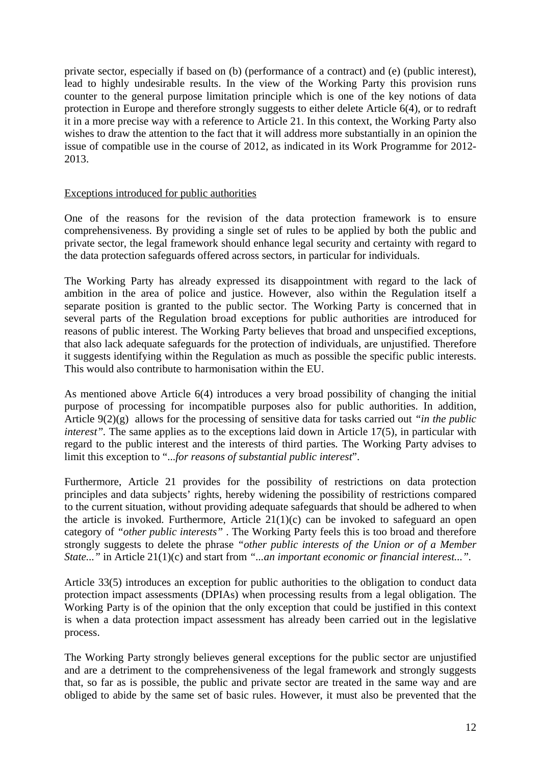private sector, especially if based on (b) (performance of a contract) and (e) (public interest), lead to highly undesirable results. In the view of the Working Party this provision runs counter to the general purpose limitation principle which is one of the key notions of data protection in Europe and therefore strongly suggests to either delete Article 6(4), or to redraft it in a more precise way with a reference to Article 21. In this context, the Working Party also wishes to draw the attention to the fact that it will address more substantially in an opinion the issue of compatible use in the course of 2012, as indicated in its Work Programme for 2012-2013.

Exceptions introduced for public authorities

One of the reasons for the revision of the data protection framework is to ensure comprehensiveness. By providing a single set of rules to be applied by both the public and private sector, the legal framework should enhance legal security and certainty with regard to the data protection safeguards offered across sectors, in particular for individuals.

The Working Party has already expressed its disappointment with regard to the lack of ambition in the area of police and justice. However, also within the Regulation itself a separate position is granted to the public sector. The Working Party is concerned that in several parts of the Regulation broad exceptions for public authorities are introduced for reasons of public interest. The Working Party believes that broad and unspecified exceptions, that also lack adequate safeguards for the protection of individuals, are unjustified. Therefore it suggests identifying within the Regulation as much as possible the specific public interests. This would also contribute to harmonisation within the EU.

As mentioned above Article 6(4) introduces a very broad possibility of changing the initial purpose of processing for incompatible purposes also for public authorities. In addition, Article 9(2)(g) allows for the processing of sensitive data for tasks carried out *"in the public interest"*. The same applies as to the exceptions laid down in Article 17(5), in particular with regard to the public interest and the interests of third parties. The Working Party advises to limit this exception to "*...for reasons of substantial public interest*".

Furthermore, Article 21 provides for the possibility of restrictions on data protection principles and data subjects' rights, hereby widening the possibility of restrictions compared to the current situation, without providing adequate safeguards that should be adhered to when the article is invoked. Furthermore, Article 21(1)(c) can be invoked to safeguard an open category of *"other public interests"* . The Working Party feels this is too broad and therefore strongly suggests to delete the phrase *"other public interests of the Union or of a Member State..."* in Article 21(1)(c) and start from *"...an important economic or financial interest..."*.

Article 33(5) introduces an exception for public authorities to the obligation to conduct data protection impact assessments (DPIAs) when processing results from a legal obligation. The Working Party is of the opinion that the only exception that could be justified in this context is when a data protection impact assessment has already been carried out in the legislative process.

The Working Party strongly believes general exceptions for the public sector are unjustified and are a detriment to the comprehensiveness of the legal framework and strongly suggests that, so far as is possible, the public and private sector are treated in the same way and are obliged to abide by the same set of basic rules. However, it must also be prevented that the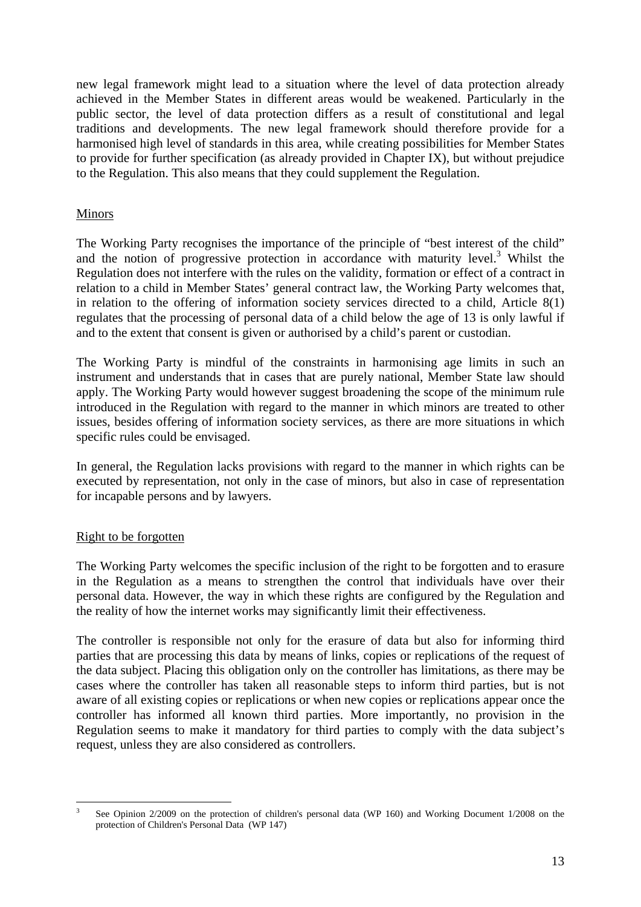new legal framework might lead to a situation where the level of data protection already achieved in the Member States in different areas would be weakened. Particularly in the public sector, the level of data protection differs as a result of constitutional and legal traditions and developments. The new legal framework should therefore provide for a harmonised high level of standards in this area, while creating possibilities for Member States to provide for further specification (as already provided in Chapter IX), but without prejudice to the Regulation. This also means that they could supplement the Regulation.

## Minors

The Working Party recognises the importance of the principle of "best interest of the child" and the notion of progressive protection in accordance with maturity level.[3] Whilst the Regulation does not interfere with the rules on the validity, formation or effect of a contract in relation to a child in Member States' general contract law, the Working Party welcomes that, in relation to the offering of information society services directed to a child, Article 8(1) regulates that the processing of personal data of a child below the age of 13 is only lawful if and to the extent that consent is given or authorised by a child's parent or custodian.

The Working Party is mindful of the constraints in harmonising age limits in such an instrument and understands that in cases that are purely national, Member State law should apply. The Working Party would however suggest broadening the scope of the minimum rule introduced in the Regulation with regard to the manner in which minors are treated to other issues, besides offering of information society services, as there are more situations in which specific rules could be envisaged.

In general, the Regulation lacks provisions with regard to the manner in which rights can be executed by representation, not only in the case of minors, but also in case of representation for incapable persons and by lawyers.

## Right to be forgotten

The Working Party welcomes the specific inclusion of the right to be forgotten and to erasure in the Regulation as a means to strengthen the control that individuals have over their personal data. However, the way in which these rights are configured by the Regulation and the reality of how the internet works may significantly limit their effectiveness.

The controller is responsible not only for the erasure of data but also for informing third parties that are processing this data by means of links, copies or replications of the request of the data subject. Placing this obligation only on the controller has limitations, as there may be cases where the controller has taken all reasonable steps to inform third parties, but is not aware of all existing copies or replications or when new copies or replications appear once the controller has informed all known third parties. More importantly, no provision in the Regulation seems to make it mandatory for third parties to comply with the data subject's request, unless they are also considered as controllers.

---

[3] See Opinion 2/2009 on the protection of children's personal data (WP 160) and Working Document 1/2008 on the protection of Children's Personal Data (WP 147)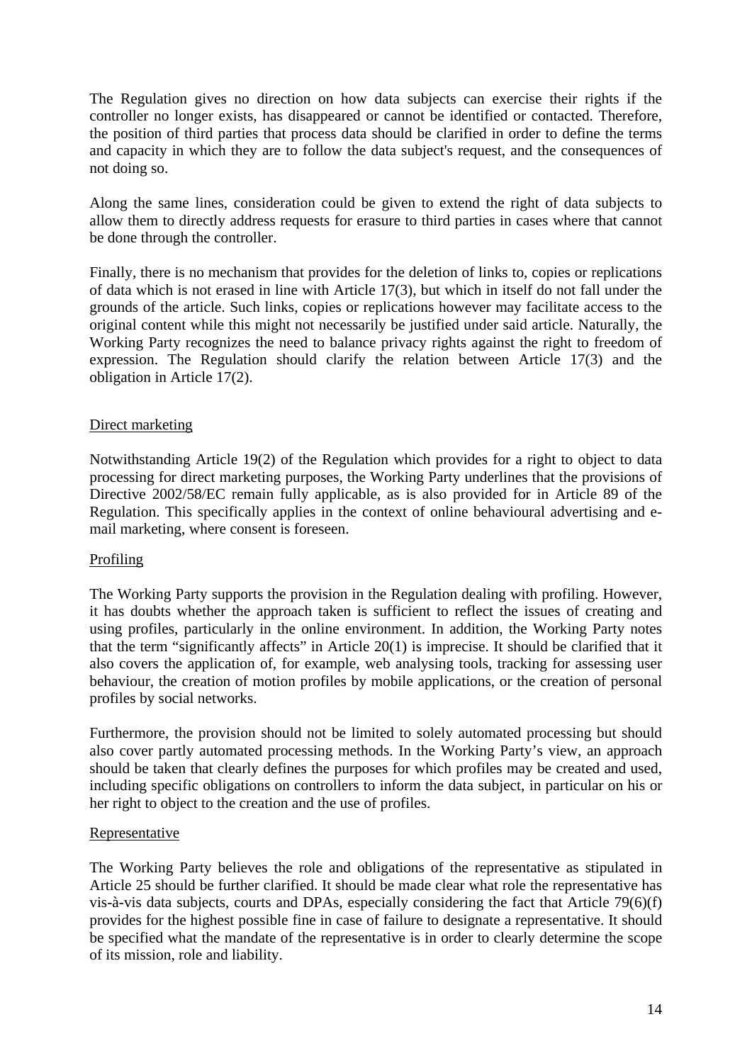The Regulation gives no direction on how data subjects can exercise their rights if the controller no longer exists, has disappeared or cannot be identified or contacted. Therefore, the position of third parties that process data should be clarified in order to define the terms and capacity in which they are to follow the data subject's request, and the consequences of not doing so.

Along the same lines, consideration could be given to extend the right of data subjects to allow them to directly address requests for erasure to third parties in cases where that cannot be done through the controller.

Finally, there is no mechanism that provides for the deletion of links to, copies or replications of data which is not erased in line with Article 17(3), but which in itself do not fall under the grounds of the article. Such links, copies or replications however may facilitate access to the original content while this might not necessarily be justified under said article. Naturally, the Working Party recognizes the need to balance privacy rights against the right to freedom of expression. The Regulation should clarify the relation between Article 17(3) and the obligation in Article 17(2).

### Direct marketing

Notwithstanding Article 19(2) of the Regulation which provides for a right to object to data processing for direct marketing purposes, the Working Party underlines that the provisions of Directive 2002/58/EC remain fully applicable, as is also provided for in Article 89 of the Regulation. This specifically applies in the context of online behavioural advertising and e-mail marketing, where consent is foreseen.

### Profiling

The Working Party supports the provision in the Regulation dealing with profiling. However, it has doubts whether the approach taken is sufficient to reflect the issues of creating and using profiles, particularly in the online environment. In addition, the Working Party notes that the term "significantly affects" in Article 20(1) is imprecise. It should be clarified that it also covers the application of, for example, web analysing tools, tracking for assessing user behaviour, the creation of motion profiles by mobile applications, or the creation of personal profiles by social networks.

Furthermore, the provision should not be limited to solely automated processing but should also cover partly automated processing methods. In the Working Party's view, an approach should be taken that clearly defines the purposes for which profiles may be created and used, including specific obligations on controllers to inform the data subject, in particular on his or her right to object to the creation and the use of profiles.

### Representative

The Working Party believes the role and obligations of the representative as stipulated in Article 25 should be further clarified. It should be made clear what role the representative has vis-à-vis data subjects, courts and DPAs, especially considering the fact that Article 79(6)(f) provides for the highest possible fine in case of failure to designate a representative. It should be specified what the mandate of the representative is in order to clearly determine the scope of its mission, role and liability.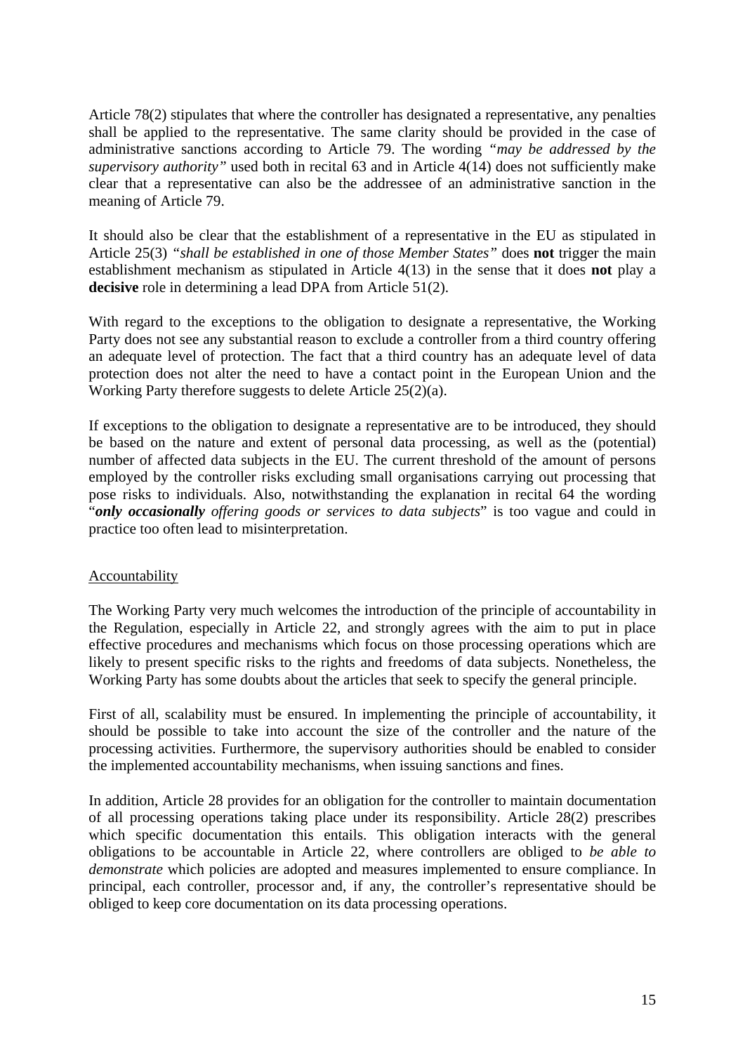Article 78(2) stipulates that where the controller has designated a representative, any penalties shall be applied to the representative. The same clarity should be provided in the case of administrative sanctions according to Article 79. The wording *"may be addressed by the supervisory authority"* used both in recital 63 and in Article 4(14) does not sufficiently make clear that a representative can also be the addressee of an administrative sanction in the meaning of Article 79.

It should also be clear that the establishment of a representative in the EU as stipulated in Article 25(3) *"shall be established in one of those Member States"* does **not** trigger the main establishment mechanism as stipulated in Article 4(13) in the sense that it does **not** play a **decisive** role in determining a lead DPA from Article 51(2).

With regard to the exceptions to the obligation to designate a representative, the Working Party does not see any substantial reason to exclude a controller from a third country offering an adequate level of protection. The fact that a third country has an adequate level of data protection does not alter the need to have a contact point in the European Union and the Working Party therefore suggests to delete Article 25(2)(a).

If exceptions to the obligation to designate a representative are to be introduced, they should be based on the nature and extent of personal data processing, as well as the (potential) number of affected data subjects in the EU. The current threshold of the amount of persons employed by the controller risks excluding small organisations carrying out processing that pose risks to individuals. Also, notwithstanding the explanation in recital 64 the wording "***only occasionally** offering goods or services to data subjects*" is too vague and could in practice too often lead to misinterpretation.

Accountability

The Working Party very much welcomes the introduction of the principle of accountability in the Regulation, especially in Article 22, and strongly agrees with the aim to put in place effective procedures and mechanisms which focus on those processing operations which are likely to present specific risks to the rights and freedoms of data subjects. Nonetheless, the Working Party has some doubts about the articles that seek to specify the general principle.

First of all, scalability must be ensured. In implementing the principle of accountability, it should be possible to take into account the size of the controller and the nature of the processing activities. Furthermore, the supervisory authorities should be enabled to consider the implemented accountability mechanisms, when issuing sanctions and fines.

In addition, Article 28 provides for an obligation for the controller to maintain documentation of all processing operations taking place under its responsibility. Article 28(2) prescribes which specific documentation this entails. This obligation interacts with the general obligations to be accountable in Article 22, where controllers are obliged to *be able to demonstrate* which policies are adopted and measures implemented to ensure compliance. In principal, each controller, processor and, if any, the controller's representative should be obliged to keep core documentation on its data processing operations.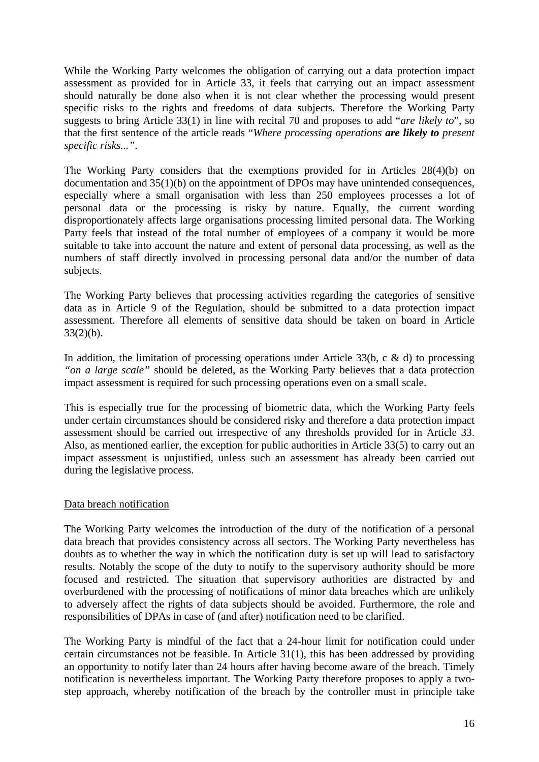While the Working Party welcomes the obligation of carrying out a data protection impact assessment as provided for in Article 33, it feels that carrying out an impact assessment should naturally be done also when it is not clear whether the processing would present specific risks to the rights and freedoms of data subjects. Therefore the Working Party suggests to bring Article 33(1) in line with recital 70 and proposes to add "*are likely to*", so that the first sentence of the article reads "*Where processing operations* ***are likely to*** *present specific risks...*".

The Working Party considers that the exemptions provided for in Articles 28(4)(b) on documentation and 35(1)(b) on the appointment of DPOs may have unintended consequences, especially where a small organisation with less than 250 employees processes a lot of personal data or the processing is risky by nature. Equally, the current wording disproportionately affects large organisations processing limited personal data. The Working Party feels that instead of the total number of employees of a company it would be more suitable to take into account the nature and extent of personal data processing, as well as the numbers of staff directly involved in processing personal data and/or the number of data subjects.

The Working Party believes that processing activities regarding the categories of sensitive data as in Article 9 of the Regulation, should be submitted to a data protection impact assessment. Therefore all elements of sensitive data should be taken on board in Article 33(2)(b).

In addition, the limitation of processing operations under Article 33(b, c & d) to processing *"on a large scale"* should be deleted, as the Working Party believes that a data protection impact assessment is required for such processing operations even on a small scale.

This is especially true for the processing of biometric data, which the Working Party feels under certain circumstances should be considered risky and therefore a data protection impact assessment should be carried out irrespective of any thresholds provided for in Article 33. Also, as mentioned earlier, the exception for public authorities in Article 33(5) to carry out an impact assessment is unjustified, unless such an assessment has already been carried out during the legislative process.

<u>Data breach notification</u>

The Working Party welcomes the introduction of the duty of the notification of a personal data breach that provides consistency across all sectors. The Working Party nevertheless has doubts as to whether the way in which the notification duty is set up will lead to satisfactory results. Notably the scope of the duty to notify to the supervisory authority should be more focused and restricted. The situation that supervisory authorities are distracted by and overburdened with the processing of notifications of minor data breaches which are unlikely to adversely affect the rights of data subjects should be avoided. Furthermore, the role and responsibilities of DPAs in case of (and after) notification need to be clarified.

The Working Party is mindful of the fact that a 24-hour limit for notification could under certain circumstances not be feasible. In Article 31(1), this has been addressed by providing an opportunity to notify later than 24 hours after having become aware of the breach. Timely notification is nevertheless important. The Working Party therefore proposes to apply a two-step approach, whereby notification of the breach by the controller must in principle take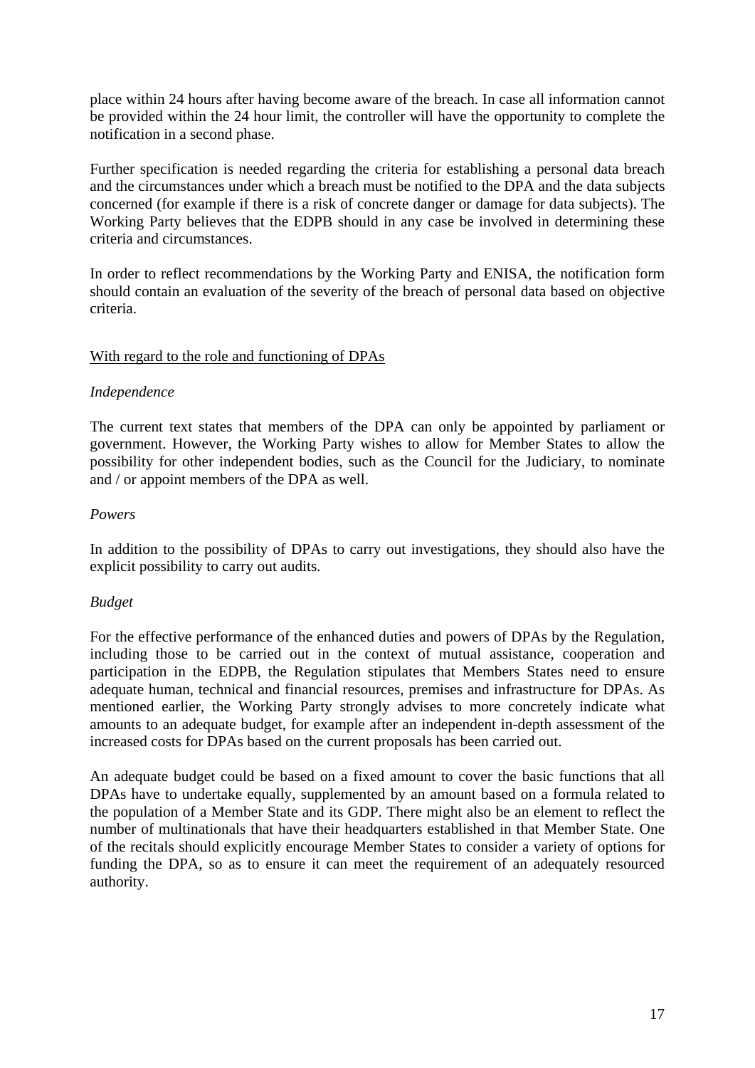place within 24 hours after having become aware of the breach. In case all information cannot be provided within the 24 hour limit, the controller will have the opportunity to complete the notification in a second phase.

Further specification is needed regarding the criteria for establishing a personal data breach and the circumstances under which a breach must be notified to the DPA and the data subjects concerned (for example if there is a risk of concrete danger or damage for data subjects). The Working Party believes that the EDPB should in any case be involved in determining these criteria and circumstances.

In order to reflect recommendations by the Working Party and ENISA, the notification form should contain an evaluation of the severity of the breach of personal data based on objective criteria.

<u>With regard to the role and functioning of DPAs</u>

*Independence*

The current text states that members of the DPA can only be appointed by parliament or government. However, the Working Party wishes to allow for Member States to allow the possibility for other independent bodies, such as the Council for the Judiciary, to nominate and / or appoint members of the DPA as well.

*Powers*

In addition to the possibility of DPAs to carry out investigations, they should also have the explicit possibility to carry out audits.

*Budget*

For the effective performance of the enhanced duties and powers of DPAs by the Regulation, including those to be carried out in the context of mutual assistance, cooperation and participation in the EDPB, the Regulation stipulates that Members States need to ensure adequate human, technical and financial resources, premises and infrastructure for DPAs. As mentioned earlier, the Working Party strongly advises to more concretely indicate what amounts to an adequate budget, for example after an independent in-depth assessment of the increased costs for DPAs based on the current proposals has been carried out.

An adequate budget could be based on a fixed amount to cover the basic functions that all DPAs have to undertake equally, supplemented by an amount based on a formula related to the population of a Member State and its GDP. There might also be an element to reflect the number of multinationals that have their headquarters established in that Member State. One of the recitals should explicitly encourage Member States to consider a variety of options for funding the DPA, so as to ensure it can meet the requirement of an adequately resourced authority.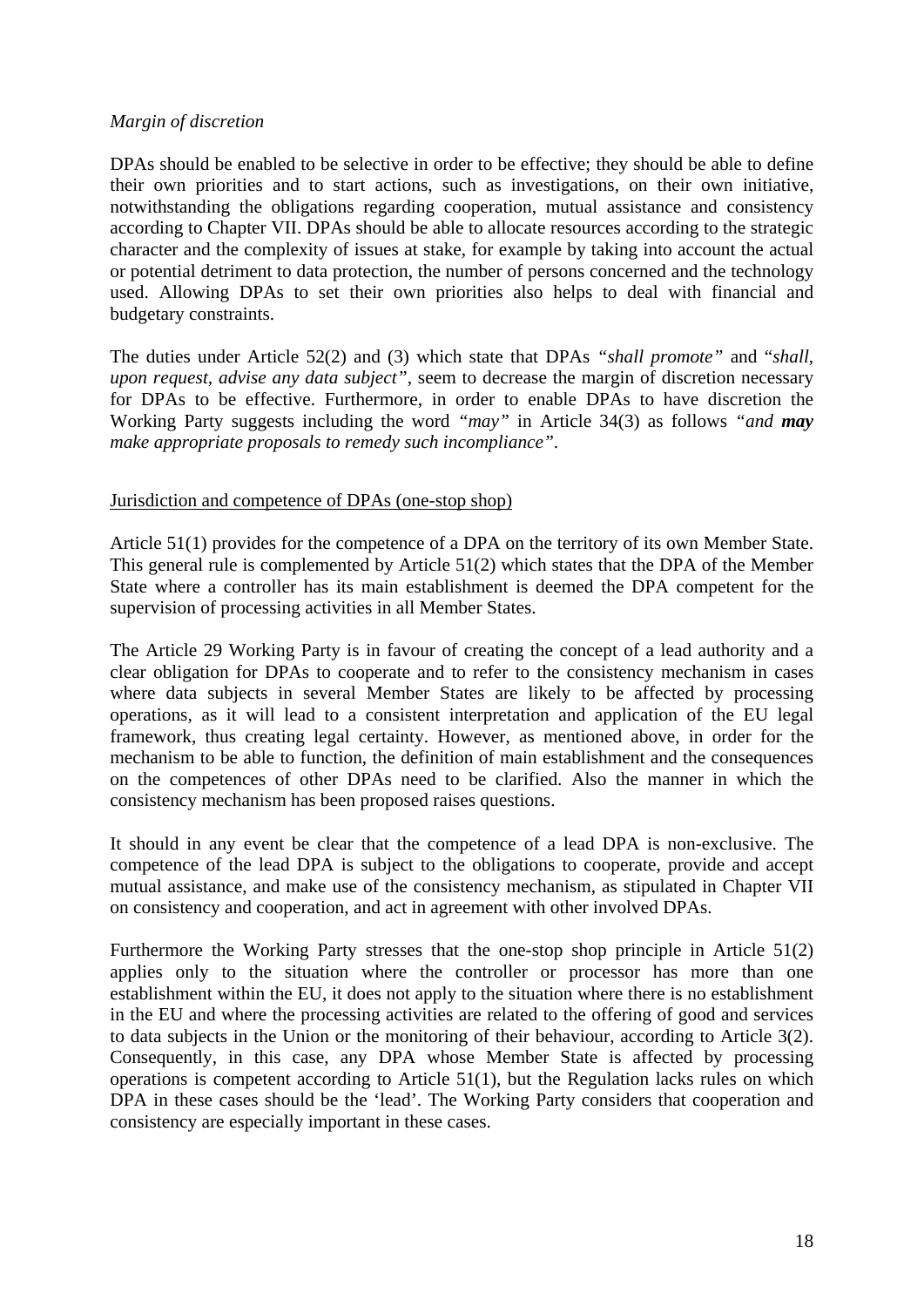*Margin of discretion*

DPAs should be enabled to be selective in order to be effective; they should be able to define their own priorities and to start actions, such as investigations, on their own initiative, notwithstanding the obligations regarding cooperation, mutual assistance and consistency according to Chapter VII. DPAs should be able to allocate resources according to the strategic character and the complexity of issues at stake, for example by taking into account the actual or potential detriment to data protection, the number of persons concerned and the technology used. Allowing DPAs to set their own priorities also helps to deal with financial and budgetary constraints.

The duties under Article 52(2) and (3) which state that DPAs *"shall promote"* and "*shall, upon request, advise any data subject"*, seem to decrease the margin of discretion necessary for DPAs to be effective. Furthermore, in order to enable DPAs to have discretion the Working Party suggests including the word *"may"* in Article 34(3) as follows *"and **may** make appropriate proposals to remedy such incompliance"*.

## Jurisdiction and competence of DPAs (one-stop shop)

Article 51(1) provides for the competence of a DPA on the territory of its own Member State. This general rule is complemented by Article 51(2) which states that the DPA of the Member State where a controller has its main establishment is deemed the DPA competent for the supervision of processing activities in all Member States.

The Article 29 Working Party is in favour of creating the concept of a lead authority and a clear obligation for DPAs to cooperate and to refer to the consistency mechanism in cases where data subjects in several Member States are likely to be affected by processing operations, as it will lead to a consistent interpretation and application of the EU legal framework, thus creating legal certainty. However, as mentioned above, in order for the mechanism to be able to function, the definition of main establishment and the consequences on the competences of other DPAs need to be clarified. Also the manner in which the consistency mechanism has been proposed raises questions.

It should in any event be clear that the competence of a lead DPA is non-exclusive. The competence of the lead DPA is subject to the obligations to cooperate, provide and accept mutual assistance, and make use of the consistency mechanism, as stipulated in Chapter VII on consistency and cooperation, and act in agreement with other involved DPAs.

Furthermore the Working Party stresses that the one-stop shop principle in Article 51(2) applies only to the situation where the controller or processor has more than one establishment within the EU, it does not apply to the situation where there is no establishment in the EU and where the processing activities are related to the offering of good and services to data subjects in the Union or the monitoring of their behaviour, according to Article 3(2). Consequently, in this case, any DPA whose Member State is affected by processing operations is competent according to Article 51(1), but the Regulation lacks rules on which DPA in these cases should be the 'lead'. The Working Party considers that cooperation and consistency are especially important in these cases.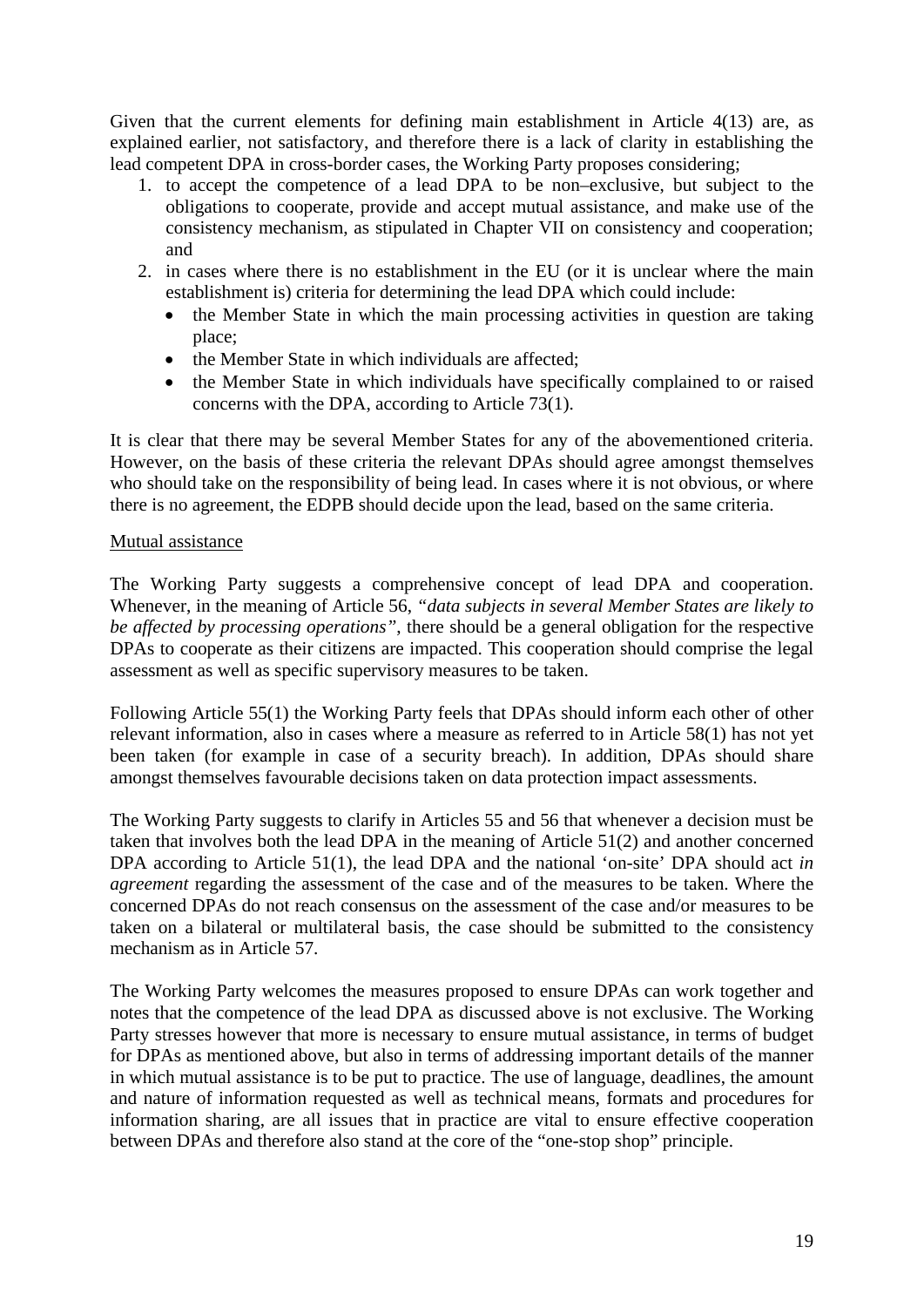Given that the current elements for defining main establishment in Article 4(13) are, as explained earlier, not satisfactory, and therefore there is a lack of clarity in establishing the lead competent DPA in cross-border cases, the Working Party proposes considering;

1. to accept the competence of a lead DPA to be non–exclusive, but subject to the obligations to cooperate, provide and accept mutual assistance, and make use of the consistency mechanism, as stipulated in Chapter VII on consistency and cooperation; and
2. in cases where there is no establishment in the EU (or it is unclear where the main establishment is) criteria for determining the lead DPA which could include:
   - the Member State in which the main processing activities in question are taking place;
   - the Member State in which individuals are affected;
   - the Member State in which individuals have specifically complained to or raised concerns with the DPA, according to Article 73(1).

It is clear that there may be several Member States for any of the abovementioned criteria. However, on the basis of these criteria the relevant DPAs should agree amongst themselves who should take on the responsibility of being lead. In cases where it is not obvious, or where there is no agreement, the EDPB should decide upon the lead, based on the same criteria.

<u>Mutual assistance</u>

The Working Party suggests a comprehensive concept of lead DPA and cooperation. Whenever, in the meaning of Article 56, *"data subjects in several Member States are likely to be affected by processing operations"*, there should be a general obligation for the respective DPAs to cooperate as their citizens are impacted. This cooperation should comprise the legal assessment as well as specific supervisory measures to be taken.

Following Article 55(1) the Working Party feels that DPAs should inform each other of other relevant information, also in cases where a measure as referred to in Article 58(1) has not yet been taken (for example in case of a security breach). In addition, DPAs should share amongst themselves favourable decisions taken on data protection impact assessments.

The Working Party suggests to clarify in Articles 55 and 56 that whenever a decision must be taken that involves both the lead DPA in the meaning of Article 51(2) and another concerned DPA according to Article 51(1), the lead DPA and the national 'on-site' DPA should act *in agreement* regarding the assessment of the case and of the measures to be taken. Where the concerned DPAs do not reach consensus on the assessment of the case and/or measures to be taken on a bilateral or multilateral basis, the case should be submitted to the consistency mechanism as in Article 57.

The Working Party welcomes the measures proposed to ensure DPAs can work together and notes that the competence of the lead DPA as discussed above is not exclusive. The Working Party stresses however that more is necessary to ensure mutual assistance, in terms of budget for DPAs as mentioned above, but also in terms of addressing important details of the manner in which mutual assistance is to be put to practice. The use of language, deadlines, the amount and nature of information requested as well as technical means, formats and procedures for information sharing, are all issues that in practice are vital to ensure effective cooperation between DPAs and therefore also stand at the core of the "one-stop shop" principle.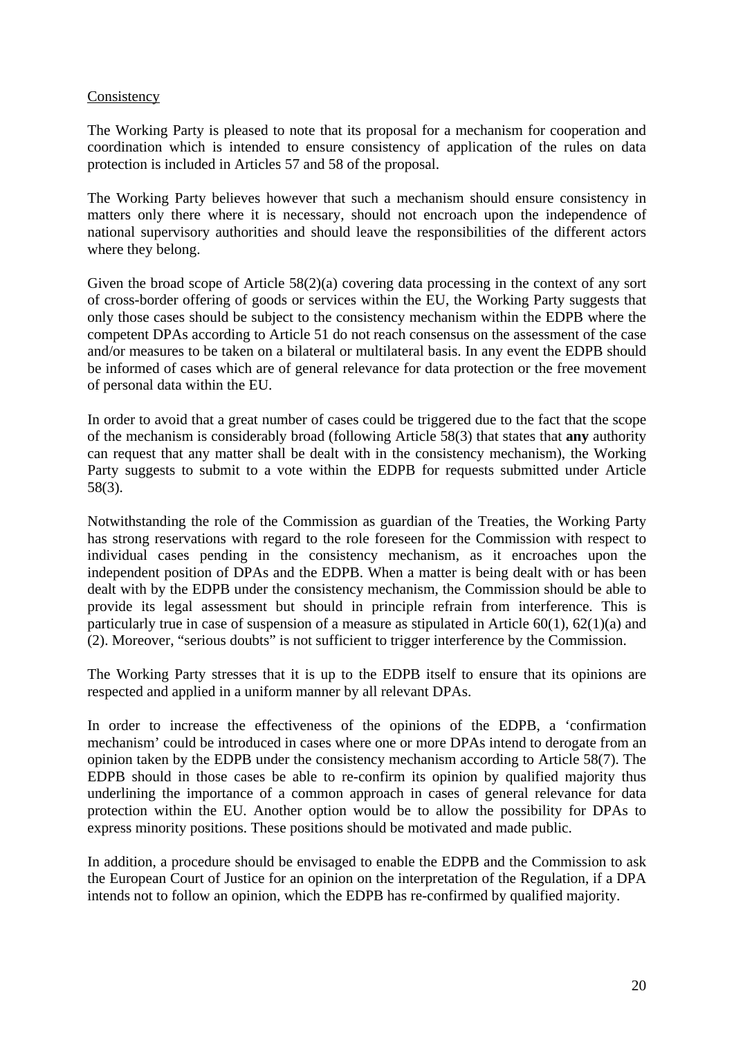Consistency

The Working Party is pleased to note that its proposal for a mechanism for cooperation and coordination which is intended to ensure consistency of application of the rules on data protection is included in Articles 57 and 58 of the proposal.

The Working Party believes however that such a mechanism should ensure consistency in matters only there where it is necessary, should not encroach upon the independence of national supervisory authorities and should leave the responsibilities of the different actors where they belong.

Given the broad scope of Article 58(2)(a) covering data processing in the context of any sort of cross-border offering of goods or services within the EU, the Working Party suggests that only those cases should be subject to the consistency mechanism within the EDPB where the competent DPAs according to Article 51 do not reach consensus on the assessment of the case and/or measures to be taken on a bilateral or multilateral basis. In any event the EDPB should be informed of cases which are of general relevance for data protection or the free movement of personal data within the EU.

In order to avoid that a great number of cases could be triggered due to the fact that the scope of the mechanism is considerably broad (following Article 58(3) that states that **any** authority can request that any matter shall be dealt with in the consistency mechanism), the Working Party suggests to submit to a vote within the EDPB for requests submitted under Article 58(3).

Notwithstanding the role of the Commission as guardian of the Treaties, the Working Party has strong reservations with regard to the role foreseen for the Commission with respect to individual cases pending in the consistency mechanism, as it encroaches upon the independent position of DPAs and the EDPB. When a matter is being dealt with or has been dealt with by the EDPB under the consistency mechanism, the Commission should be able to provide its legal assessment but should in principle refrain from interference. This is particularly true in case of suspension of a measure as stipulated in Article 60(1), 62(1)(a) and (2). Moreover, "serious doubts" is not sufficient to trigger interference by the Commission.

The Working Party stresses that it is up to the EDPB itself to ensure that its opinions are respected and applied in a uniform manner by all relevant DPAs.

In order to increase the effectiveness of the opinions of the EDPB, a 'confirmation mechanism' could be introduced in cases where one or more DPAs intend to derogate from an opinion taken by the EDPB under the consistency mechanism according to Article 58(7). The EDPB should in those cases be able to re-confirm its opinion by qualified majority thus underlining the importance of a common approach in cases of general relevance for data protection within the EU. Another option would be to allow the possibility for DPAs to express minority positions. These positions should be motivated and made public.

In addition, a procedure should be envisaged to enable the EDPB and the Commission to ask the European Court of Justice for an opinion on the interpretation of the Regulation, if a DPA intends not to follow an opinion, which the EDPB has re-confirmed by qualified majority.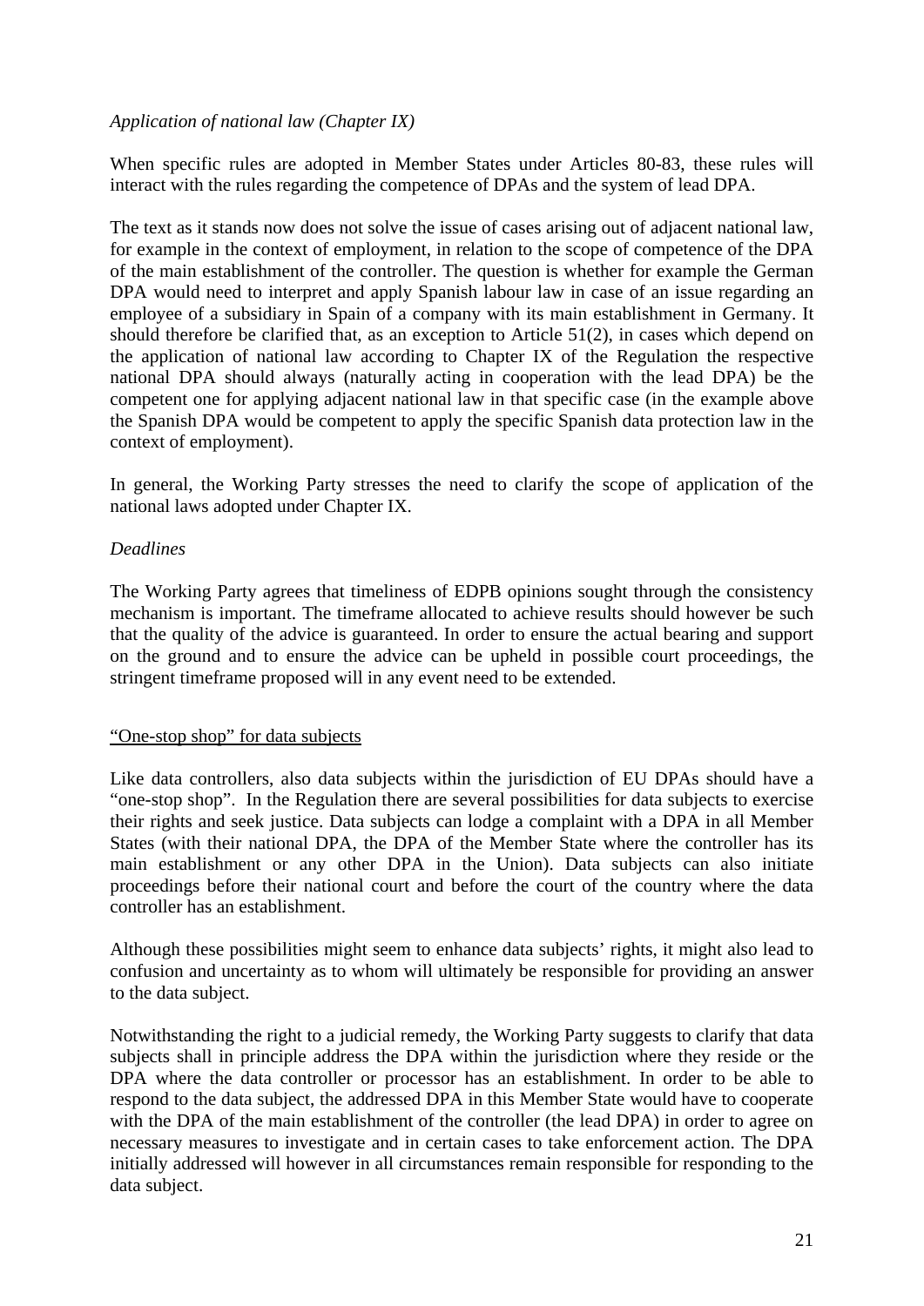*Application of national law (Chapter IX)*

When specific rules are adopted in Member States under Articles 80-83, these rules will interact with the rules regarding the competence of DPAs and the system of lead DPA.

The text as it stands now does not solve the issue of cases arising out of adjacent national law, for example in the context of employment, in relation to the scope of competence of the DPA of the main establishment of the controller. The question is whether for example the German DPA would need to interpret and apply Spanish labour law in case of an issue regarding an employee of a subsidiary in Spain of a company with its main establishment in Germany. It should therefore be clarified that, as an exception to Article 51(2), in cases which depend on the application of national law according to Chapter IX of the Regulation the respective national DPA should always (naturally acting in cooperation with the lead DPA) be the competent one for applying adjacent national law in that specific case (in the example above the Spanish DPA would be competent to apply the specific Spanish data protection law in the context of employment).

In general, the Working Party stresses the need to clarify the scope of application of the national laws adopted under Chapter IX.

*Deadlines*

The Working Party agrees that timeliness of EDPB opinions sought through the consistency mechanism is important. The timeframe allocated to achieve results should however be such that the quality of the advice is guaranteed. In order to ensure the actual bearing and support on the ground and to ensure the advice can be upheld in possible court proceedings, the stringent timeframe proposed will in any event need to be extended.

<u>"One-stop shop" for data subjects</u>

Like data controllers, also data subjects within the jurisdiction of EU DPAs should have a "one-stop shop". In the Regulation there are several possibilities for data subjects to exercise their rights and seek justice. Data subjects can lodge a complaint with a DPA in all Member States (with their national DPA, the DPA of the Member State where the controller has its main establishment or any other DPA in the Union). Data subjects can also initiate proceedings before their national court and before the court of the country where the data controller has an establishment.

Although these possibilities might seem to enhance data subjects' rights, it might also lead to confusion and uncertainty as to whom will ultimately be responsible for providing an answer to the data subject.

Notwithstanding the right to a judicial remedy, the Working Party suggests to clarify that data subjects shall in principle address the DPA within the jurisdiction where they reside or the DPA where the data controller or processor has an establishment. In order to be able to respond to the data subject, the addressed DPA in this Member State would have to cooperate with the DPA of the main establishment of the controller (the lead DPA) in order to agree on necessary measures to investigate and in certain cases to take enforcement action. The DPA initially addressed will however in all circumstances remain responsible for responding to the data subject.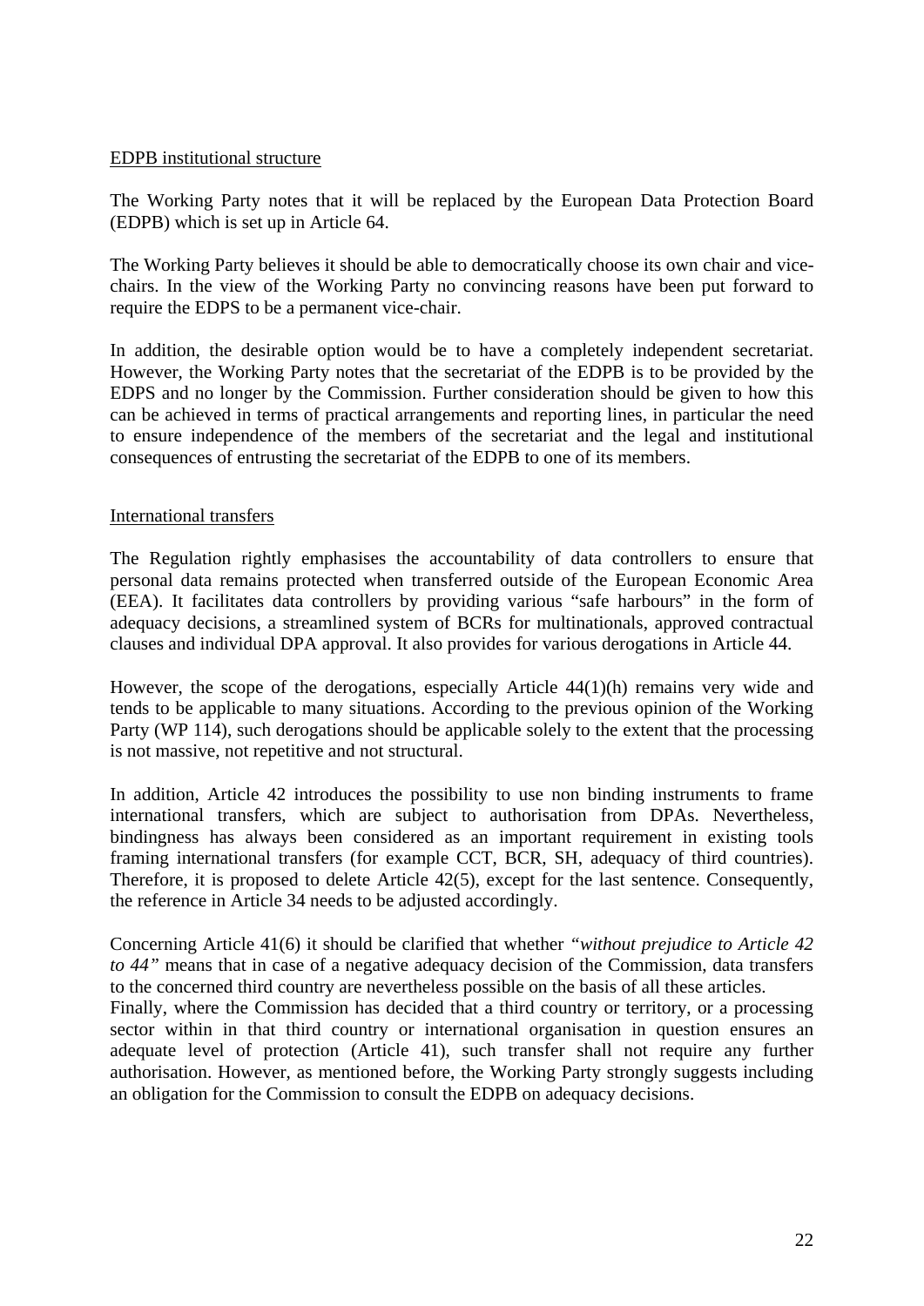<u>EDPB institutional structure</u>

The Working Party notes that it will be replaced by the European Data Protection Board (EDPB) which is set up in Article 64.

The Working Party believes it should be able to democratically choose its own chair and vice-chairs. In the view of the Working Party no convincing reasons have been put forward to require the EDPS to be a permanent vice-chair.

In addition, the desirable option would be to have a completely independent secretariat. However, the Working Party notes that the secretariat of the EDPB is to be provided by the EDPS and no longer by the Commission. Further consideration should be given to how this can be achieved in terms of practical arrangements and reporting lines, in particular the need to ensure independence of the members of the secretariat and the legal and institutional consequences of entrusting the secretariat of the EDPB to one of its members.

<u>International transfers</u>

The Regulation rightly emphasises the accountability of data controllers to ensure that personal data remains protected when transferred outside of the European Economic Area (EEA). It facilitates data controllers by providing various "safe harbours" in the form of adequacy decisions, a streamlined system of BCRs for multinationals, approved contractual clauses and individual DPA approval. It also provides for various derogations in Article 44.

However, the scope of the derogations, especially Article 44(1)(h) remains very wide and tends to be applicable to many situations. According to the previous opinion of the Working Party (WP 114), such derogations should be applicable solely to the extent that the processing is not massive, not repetitive and not structural.

In addition, Article 42 introduces the possibility to use non binding instruments to frame international transfers, which are subject to authorisation from DPAs. Nevertheless, bindingness has always been considered as an important requirement in existing tools framing international transfers (for example CCT, BCR, SH, adequacy of third countries). Therefore, it is proposed to delete Article 42(5), except for the last sentence. Consequently, the reference in Article 34 needs to be adjusted accordingly.

Concerning Article 41(6) it should be clarified that whether *"without prejudice to Article 42 to 44"* means that in case of a negative adequacy decision of the Commission, data transfers to the concerned third country are nevertheless possible on the basis of all these articles.
Finally, where the Commission has decided that a third country or territory, or a processing sector within in that third country or international organisation in question ensures an adequate level of protection (Article 41), such transfer shall not require any further authorisation. However, as mentioned before, the Working Party strongly suggests including an obligation for the Commission to consult the EDPB on adequacy decisions.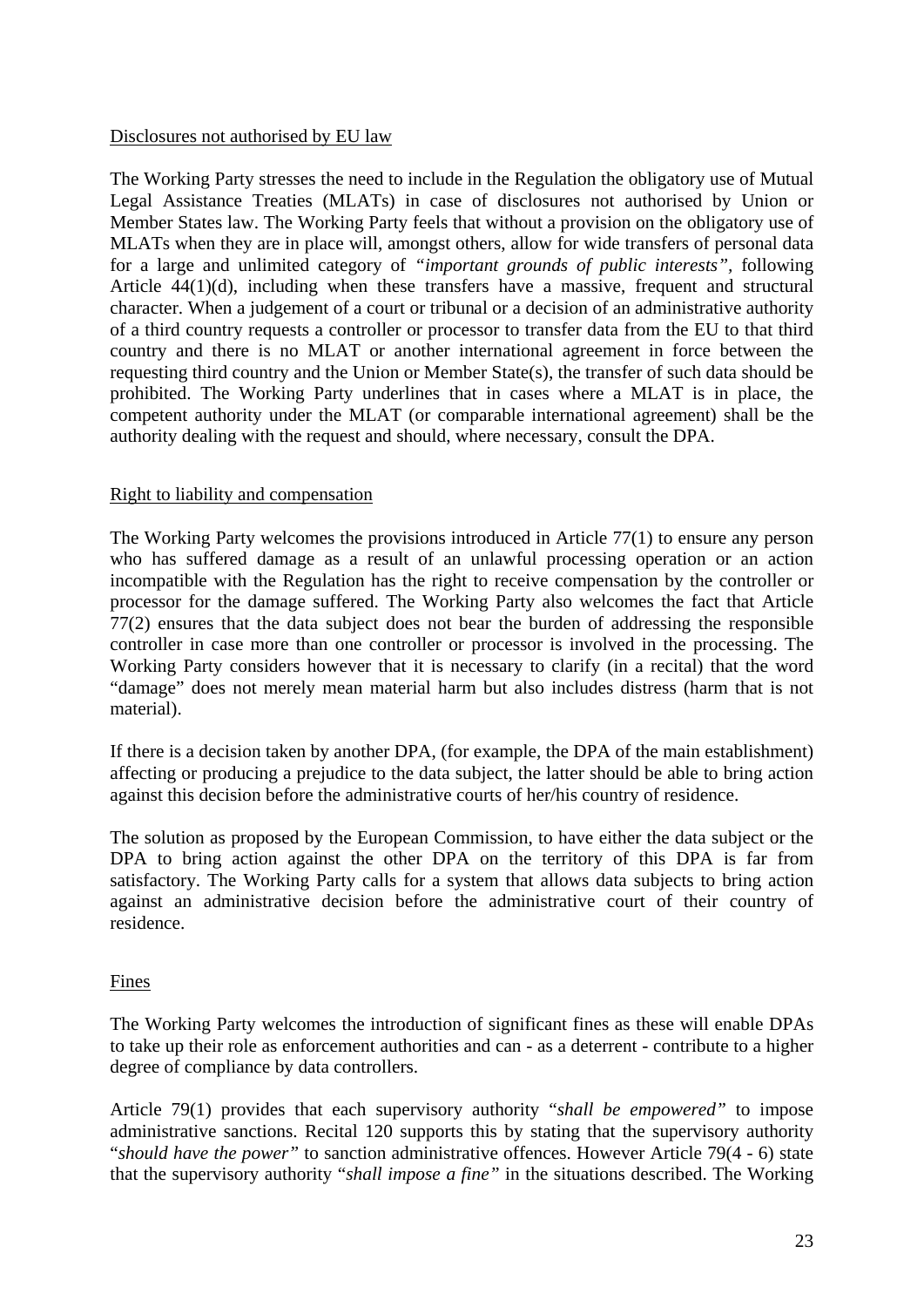Disclosures not authorised by EU law

The Working Party stresses the need to include in the Regulation the obligatory use of Mutual Legal Assistance Treaties (MLATs) in case of disclosures not authorised by Union or Member States law. The Working Party feels that without a provision on the obligatory use of MLATs when they are in place will, amongst others, allow for wide transfers of personal data for a large and unlimited category of *"important grounds of public interests"*, following Article 44(1)(d), including when these transfers have a massive, frequent and structural character. When a judgement of a court or tribunal or a decision of an administrative authority of a third country requests a controller or processor to transfer data from the EU to that third country and there is no MLAT or another international agreement in force between the requesting third country and the Union or Member State(s), the transfer of such data should be prohibited. The Working Party underlines that in cases where a MLAT is in place, the competent authority under the MLAT (or comparable international agreement) shall be the authority dealing with the request and should, where necessary, consult the DPA.

Right to liability and compensation

The Working Party welcomes the provisions introduced in Article 77(1) to ensure any person who has suffered damage as a result of an unlawful processing operation or an action incompatible with the Regulation has the right to receive compensation by the controller or processor for the damage suffered. The Working Party also welcomes the fact that Article 77(2) ensures that the data subject does not bear the burden of addressing the responsible controller in case more than one controller or processor is involved in the processing. The Working Party considers however that it is necessary to clarify (in a recital) that the word "damage" does not merely mean material harm but also includes distress (harm that is not material).

If there is a decision taken by another DPA, (for example, the DPA of the main establishment) affecting or producing a prejudice to the data subject, the latter should be able to bring action against this decision before the administrative courts of her/his country of residence.

The solution as proposed by the European Commission, to have either the data subject or the DPA to bring action against the other DPA on the territory of this DPA is far from satisfactory. The Working Party calls for a system that allows data subjects to bring action against an administrative decision before the administrative court of their country of residence.

Fines

The Working Party welcomes the introduction of significant fines as these will enable DPAs to take up their role as enforcement authorities and can - as a deterrent - contribute to a higher degree of compliance by data controllers.

Article 79(1) provides that each supervisory authority "*shall be empowered"* to impose administrative sanctions. Recital 120 supports this by stating that the supervisory authority "*should have the power"* to sanction administrative offences. However Article 79(4 - 6) state that the supervisory authority "*shall impose a fine"* in the situations described. The Working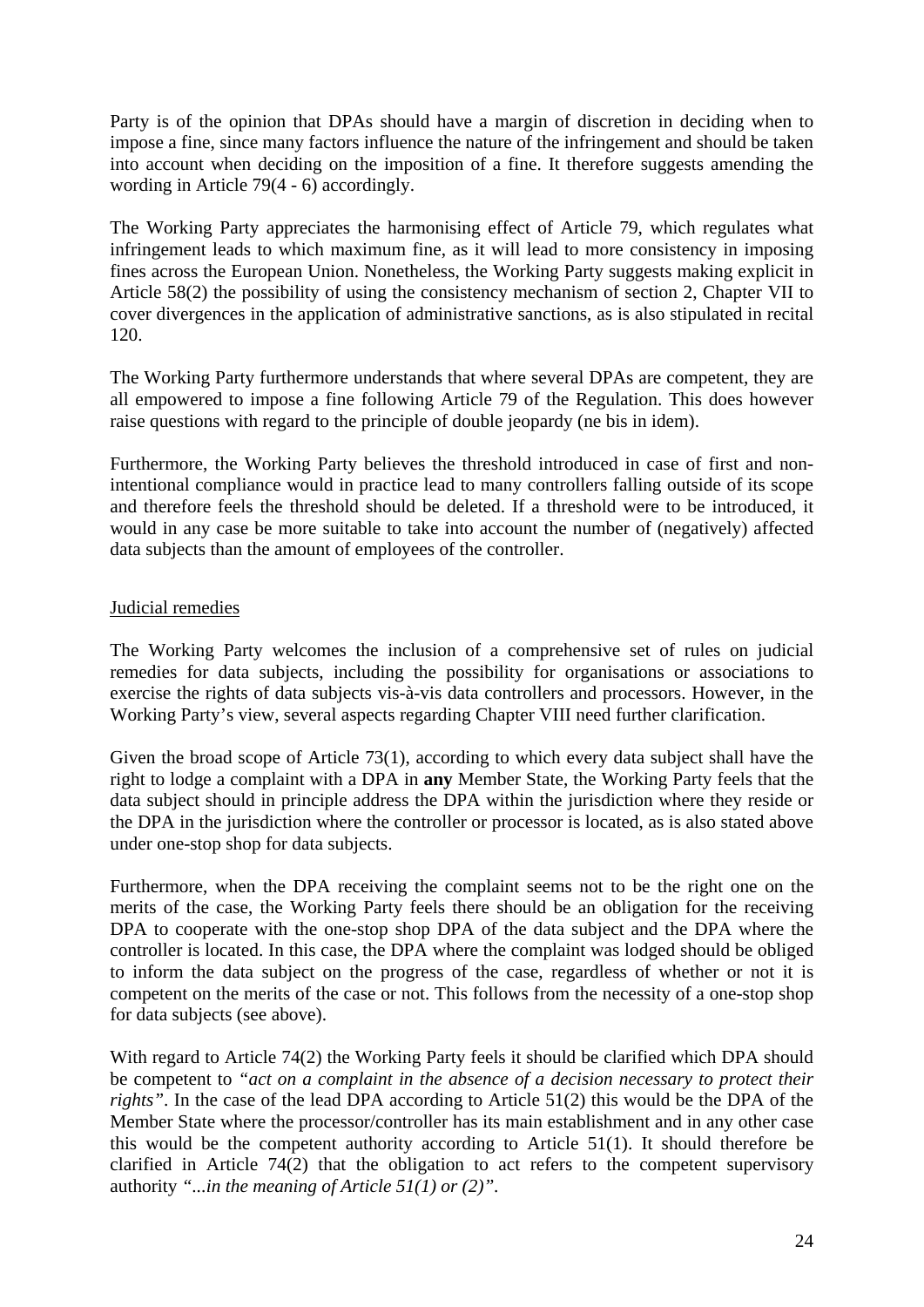Party is of the opinion that DPAs should have a margin of discretion in deciding when to impose a fine, since many factors influence the nature of the infringement and should be taken into account when deciding on the imposition of a fine. It therefore suggests amending the wording in Article 79(4 - 6) accordingly.

The Working Party appreciates the harmonising effect of Article 79, which regulates what infringement leads to which maximum fine, as it will lead to more consistency in imposing fines across the European Union. Nonetheless, the Working Party suggests making explicit in Article 58(2) the possibility of using the consistency mechanism of section 2, Chapter VII to cover divergences in the application of administrative sanctions, as is also stipulated in recital 120.

The Working Party furthermore understands that where several DPAs are competent, they are all empowered to impose a fine following Article 79 of the Regulation. This does however raise questions with regard to the principle of double jeopardy (ne bis in idem).

Furthermore, the Working Party believes the threshold introduced in case of first and non-intentional compliance would in practice lead to many controllers falling outside of its scope and therefore feels the threshold should be deleted. If a threshold were to be introduced, it would in any case be more suitable to take into account the number of (negatively) affected data subjects than the amount of employees of the controller.

Judicial remedies

The Working Party welcomes the inclusion of a comprehensive set of rules on judicial remedies for data subjects, including the possibility for organisations or associations to exercise the rights of data subjects vis-à-vis data controllers and processors. However, in the Working Party's view, several aspects regarding Chapter VIII need further clarification.

Given the broad scope of Article 73(1), according to which every data subject shall have the right to lodge a complaint with a DPA in **any** Member State, the Working Party feels that the data subject should in principle address the DPA within the jurisdiction where they reside or the DPA in the jurisdiction where the controller or processor is located, as is also stated above under one-stop shop for data subjects.

Furthermore, when the DPA receiving the complaint seems not to be the right one on the merits of the case, the Working Party feels there should be an obligation for the receiving DPA to cooperate with the one-stop shop DPA of the data subject and the DPA where the controller is located. In this case, the DPA where the complaint was lodged should be obliged to inform the data subject on the progress of the case, regardless of whether or not it is competent on the merits of the case or not. This follows from the necessity of a one-stop shop for data subjects (see above).

With regard to Article 74(2) the Working Party feels it should be clarified which DPA should be competent to *"act on a complaint in the absence of a decision necessary to protect their rights"*. In the case of the lead DPA according to Article 51(2) this would be the DPA of the Member State where the processor/controller has its main establishment and in any other case this would be the competent authority according to Article 51(1). It should therefore be clarified in Article 74(2) that the obligation to act refers to the competent supervisory authority *"...in the meaning of Article 51(1) or (2)"*.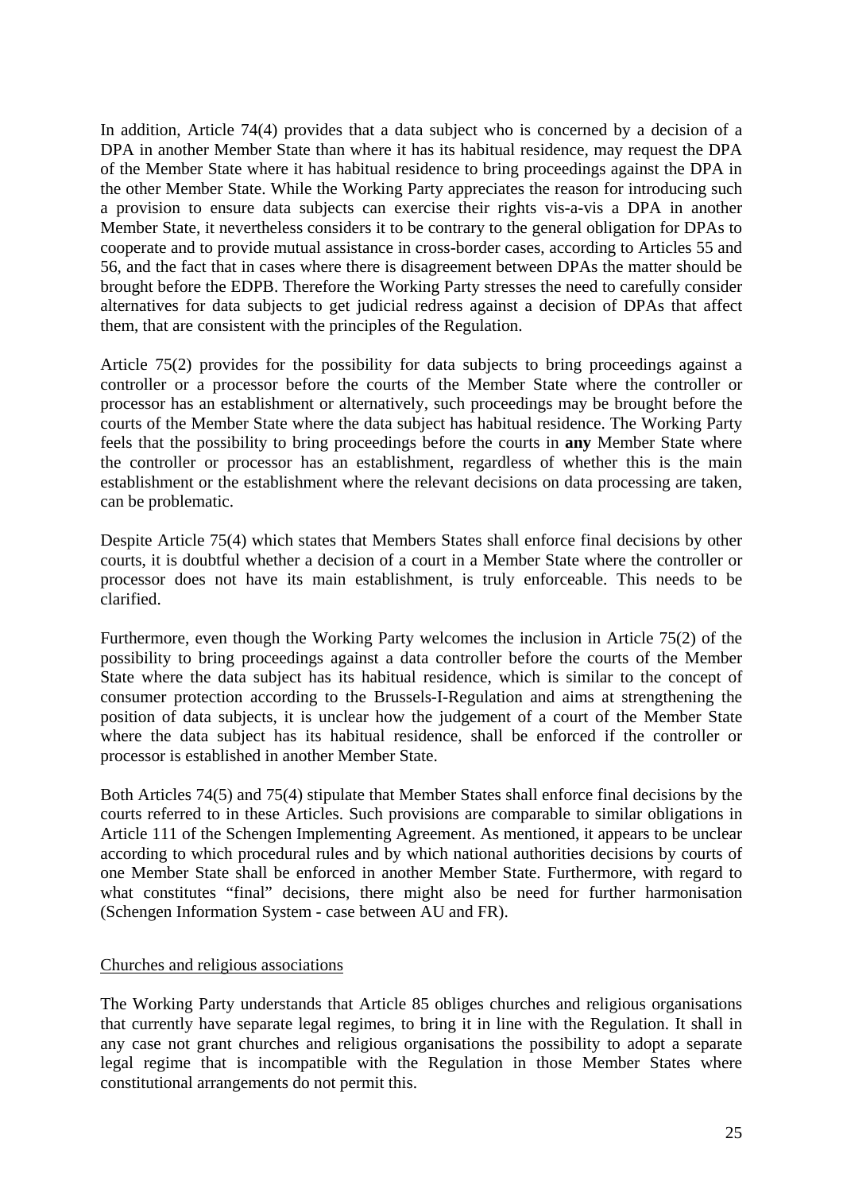In addition, Article 74(4) provides that a data subject who is concerned by a decision of a DPA in another Member State than where it has its habitual residence, may request the DPA of the Member State where it has habitual residence to bring proceedings against the DPA in the other Member State. While the Working Party appreciates the reason for introducing such a provision to ensure data subjects can exercise their rights vis-a-vis a DPA in another Member State, it nevertheless considers it to be contrary to the general obligation for DPAs to cooperate and to provide mutual assistance in cross-border cases, according to Articles 55 and 56, and the fact that in cases where there is disagreement between DPAs the matter should be brought before the EDPB. Therefore the Working Party stresses the need to carefully consider alternatives for data subjects to get judicial redress against a decision of DPAs that affect them, that are consistent with the principles of the Regulation.

Article 75(2) provides for the possibility for data subjects to bring proceedings against a controller or a processor before the courts of the Member State where the controller or processor has an establishment or alternatively, such proceedings may be brought before the courts of the Member State where the data subject has habitual residence. The Working Party feels that the possibility to bring proceedings before the courts in **any** Member State where the controller or processor has an establishment, regardless of whether this is the main establishment or the establishment where the relevant decisions on data processing are taken, can be problematic.

Despite Article 75(4) which states that Members States shall enforce final decisions by other courts, it is doubtful whether a decision of a court in a Member State where the controller or processor does not have its main establishment, is truly enforceable. This needs to be clarified.

Furthermore, even though the Working Party welcomes the inclusion in Article 75(2) of the possibility to bring proceedings against a data controller before the courts of the Member State where the data subject has its habitual residence, which is similar to the concept of consumer protection according to the Brussels-I-Regulation and aims at strengthening the position of data subjects, it is unclear how the judgement of a court of the Member State where the data subject has its habitual residence, shall be enforced if the controller or processor is established in another Member State.

Both Articles 74(5) and 75(4) stipulate that Member States shall enforce final decisions by the courts referred to in these Articles. Such provisions are comparable to similar obligations in Article 111 of the Schengen Implementing Agreement. As mentioned, it appears to be unclear according to which procedural rules and by which national authorities decisions by courts of one Member State shall be enforced in another Member State. Furthermore, with regard to what constitutes "final" decisions, there might also be need for further harmonisation (Schengen Information System - case between AU and FR).

<u>Churches and religious associations</u>

The Working Party understands that Article 85 obliges churches and religious organisations that currently have separate legal regimes, to bring it in line with the Regulation. It shall in any case not grant churches and religious organisations the possibility to adopt a separate legal regime that is incompatible with the Regulation in those Member States where constitutional arrangements do not permit this.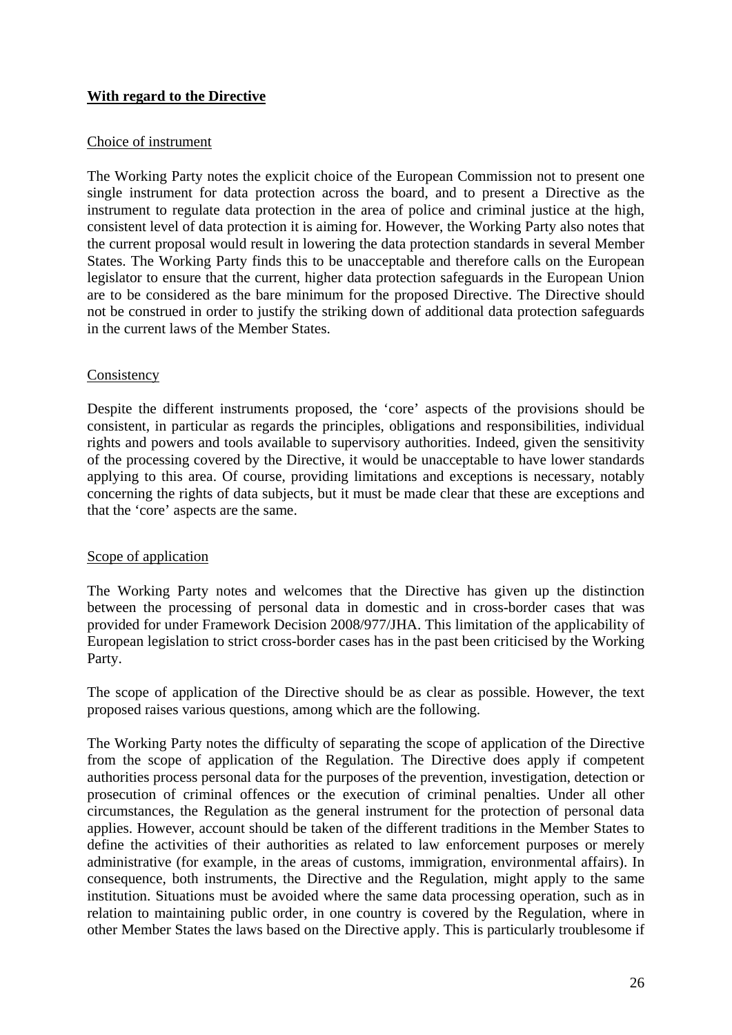**With regard to the Directive**

Choice of instrument

The Working Party notes the explicit choice of the European Commission not to present one single instrument for data protection across the board, and to present a Directive as the instrument to regulate data protection in the area of police and criminal justice at the high, consistent level of data protection it is aiming for. However, the Working Party also notes that the current proposal would result in lowering the data protection standards in several Member States. The Working Party finds this to be unacceptable and therefore calls on the European legislator to ensure that the current, higher data protection safeguards in the European Union are to be considered as the bare minimum for the proposed Directive. The Directive should not be construed in order to justify the striking down of additional data protection safeguards in the current laws of the Member States.

Consistency

Despite the different instruments proposed, the 'core' aspects of the provisions should be consistent, in particular as regards the principles, obligations and responsibilities, individual rights and powers and tools available to supervisory authorities. Indeed, given the sensitivity of the processing covered by the Directive, it would be unacceptable to have lower standards applying to this area. Of course, providing limitations and exceptions is necessary, notably concerning the rights of data subjects, but it must be made clear that these are exceptions and that the 'core' aspects are the same.

Scope of application

The Working Party notes and welcomes that the Directive has given up the distinction between the processing of personal data in domestic and in cross-border cases that was provided for under Framework Decision 2008/977/JHA. This limitation of the applicability of European legislation to strict cross-border cases has in the past been criticised by the Working Party.

The scope of application of the Directive should be as clear as possible. However, the text proposed raises various questions, among which are the following.

The Working Party notes the difficulty of separating the scope of application of the Directive from the scope of application of the Regulation. The Directive does apply if competent authorities process personal data for the purposes of the prevention, investigation, detection or prosecution of criminal offences or the execution of criminal penalties. Under all other circumstances, the Regulation as the general instrument for the protection of personal data applies. However, account should be taken of the different traditions in the Member States to define the activities of their authorities as related to law enforcement purposes or merely administrative (for example, in the areas of customs, immigration, environmental affairs). In consequence, both instruments, the Directive and the Regulation, might apply to the same institution. Situations must be avoided where the same data processing operation, such as in relation to maintaining public order, in one country is covered by the Regulation, where in other Member States the laws based on the Directive apply. This is particularly troublesome if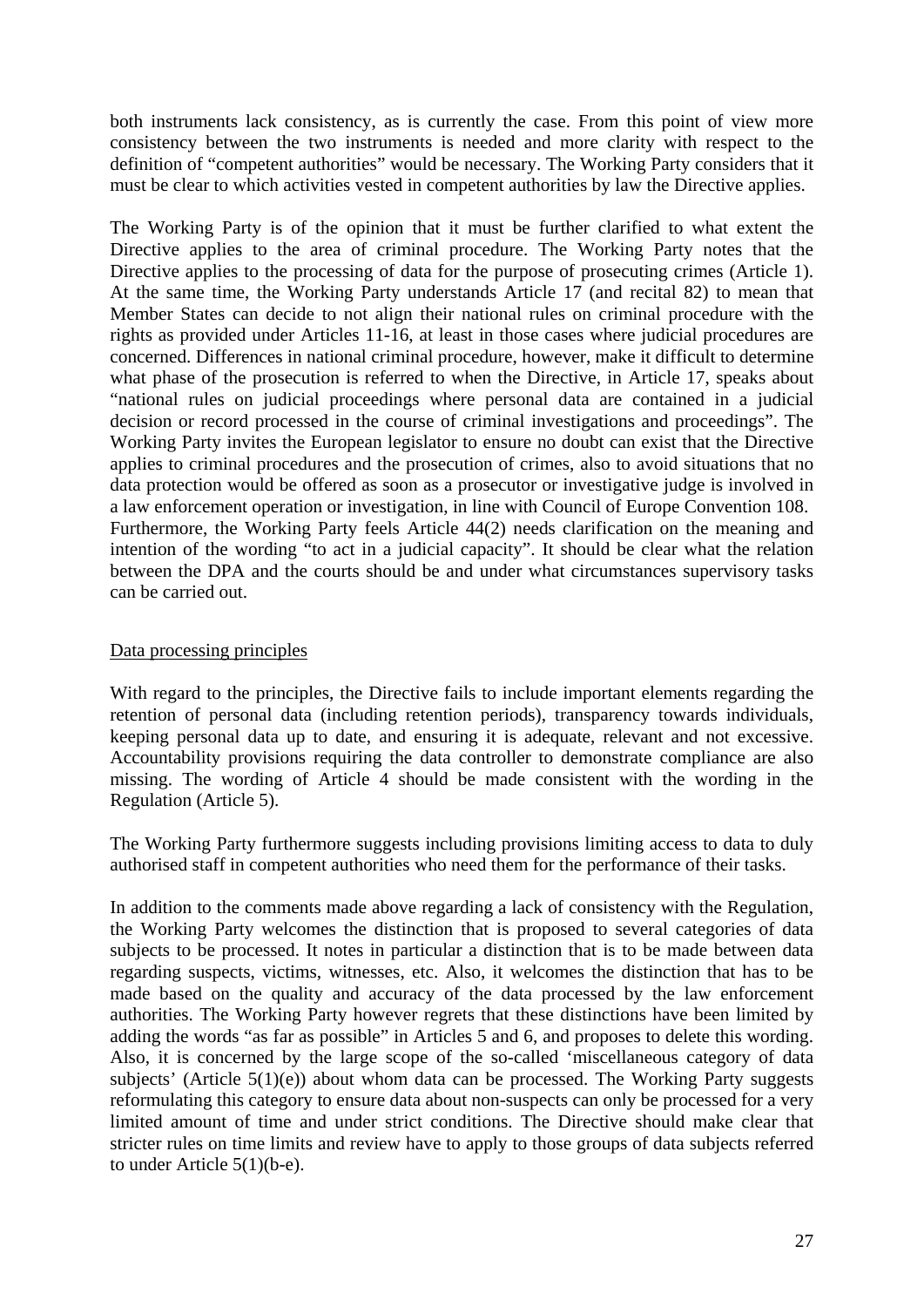both instruments lack consistency, as is currently the case. From this point of view more consistency between the two instruments is needed and more clarity with respect to the definition of "competent authorities" would be necessary. The Working Party considers that it must be clear to which activities vested in competent authorities by law the Directive applies.

The Working Party is of the opinion that it must be further clarified to what extent the Directive applies to the area of criminal procedure. The Working Party notes that the Directive applies to the processing of data for the purpose of prosecuting crimes (Article 1). At the same time, the Working Party understands Article 17 (and recital 82) to mean that Member States can decide to not align their national rules on criminal procedure with the rights as provided under Articles 11-16, at least in those cases where judicial procedures are concerned. Differences in national criminal procedure, however, make it difficult to determine what phase of the prosecution is referred to when the Directive, in Article 17, speaks about "national rules on judicial proceedings where personal data are contained in a judicial decision or record processed in the course of criminal investigations and proceedings". The Working Party invites the European legislator to ensure no doubt can exist that the Directive applies to criminal procedures and the prosecution of crimes, also to avoid situations that no data protection would be offered as soon as a prosecutor or investigative judge is involved in a law enforcement operation or investigation, in line with Council of Europe Convention 108. Furthermore, the Working Party feels Article 44(2) needs clarification on the meaning and intention of the wording "to act in a judicial capacity". It should be clear what the relation between the DPA and the courts should be and under what circumstances supervisory tasks can be carried out.

Data processing principles

With regard to the principles, the Directive fails to include important elements regarding the retention of personal data (including retention periods), transparency towards individuals, keeping personal data up to date, and ensuring it is adequate, relevant and not excessive. Accountability provisions requiring the data controller to demonstrate compliance are also missing. The wording of Article 4 should be made consistent with the wording in the Regulation (Article 5).

The Working Party furthermore suggests including provisions limiting access to data to duly authorised staff in competent authorities who need them for the performance of their tasks.

In addition to the comments made above regarding a lack of consistency with the Regulation, the Working Party welcomes the distinction that is proposed to several categories of data subjects to be processed. It notes in particular a distinction that is to be made between data regarding suspects, victims, witnesses, etc. Also, it welcomes the distinction that has to be made based on the quality and accuracy of the data processed by the law enforcement authorities. The Working Party however regrets that these distinctions have been limited by adding the words "as far as possible" in Articles 5 and 6, and proposes to delete this wording. Also, it is concerned by the large scope of the so-called 'miscellaneous category of data subjects' (Article 5(1)(e)) about whom data can be processed. The Working Party suggests reformulating this category to ensure data about non-suspects can only be processed for a very limited amount of time and under strict conditions. The Directive should make clear that stricter rules on time limits and review have to apply to those groups of data subjects referred to under Article 5(1)(b-e).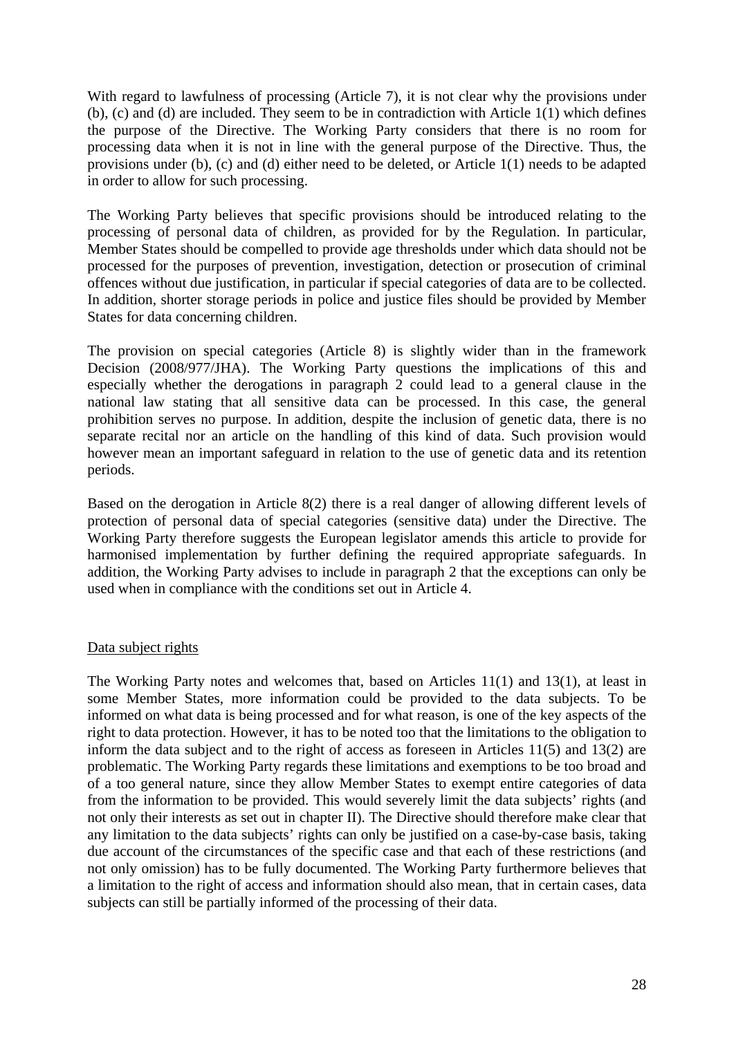With regard to lawfulness of processing (Article 7), it is not clear why the provisions under (b), (c) and (d) are included. They seem to be in contradiction with Article 1(1) which defines the purpose of the Directive. The Working Party considers that there is no room for processing data when it is not in line with the general purpose of the Directive. Thus, the provisions under (b), (c) and (d) either need to be deleted, or Article 1(1) needs to be adapted in order to allow for such processing.

The Working Party believes that specific provisions should be introduced relating to the processing of personal data of children, as provided for by the Regulation. In particular, Member States should be compelled to provide age thresholds under which data should not be processed for the purposes of prevention, investigation, detection or prosecution of criminal offences without due justification, in particular if special categories of data are to be collected. In addition, shorter storage periods in police and justice files should be provided by Member States for data concerning children.

The provision on special categories (Article 8) is slightly wider than in the framework Decision (2008/977/JHA). The Working Party questions the implications of this and especially whether the derogations in paragraph 2 could lead to a general clause in the national law stating that all sensitive data can be processed. In this case, the general prohibition serves no purpose. In addition, despite the inclusion of genetic data, there is no separate recital nor an article on the handling of this kind of data. Such provision would however mean an important safeguard in relation to the use of genetic data and its retention periods.

Based on the derogation in Article 8(2) there is a real danger of allowing different levels of protection of personal data of special categories (sensitive data) under the Directive. The Working Party therefore suggests the European legislator amends this article to provide for harmonised implementation by further defining the required appropriate safeguards. In addition, the Working Party advises to include in paragraph 2 that the exceptions can only be used when in compliance with the conditions set out in Article 4.

<u>Data subject rights</u>

The Working Party notes and welcomes that, based on Articles 11(1) and 13(1), at least in some Member States, more information could be provided to the data subjects. To be informed on what data is being processed and for what reason, is one of the key aspects of the right to data protection. However, it has to be noted too that the limitations to the obligation to inform the data subject and to the right of access as foreseen in Articles 11(5) and 13(2) are problematic. The Working Party regards these limitations and exemptions to be too broad and of a too general nature, since they allow Member States to exempt entire categories of data from the information to be provided. This would severely limit the data subjects' rights (and not only their interests as set out in chapter II). The Directive should therefore make clear that any limitation to the data subjects' rights can only be justified on a case-by-case basis, taking due account of the circumstances of the specific case and that each of these restrictions (and not only omission) has to be fully documented. The Working Party furthermore believes that a limitation to the right of access and information should also mean, that in certain cases, data subjects can still be partially informed of the processing of their data.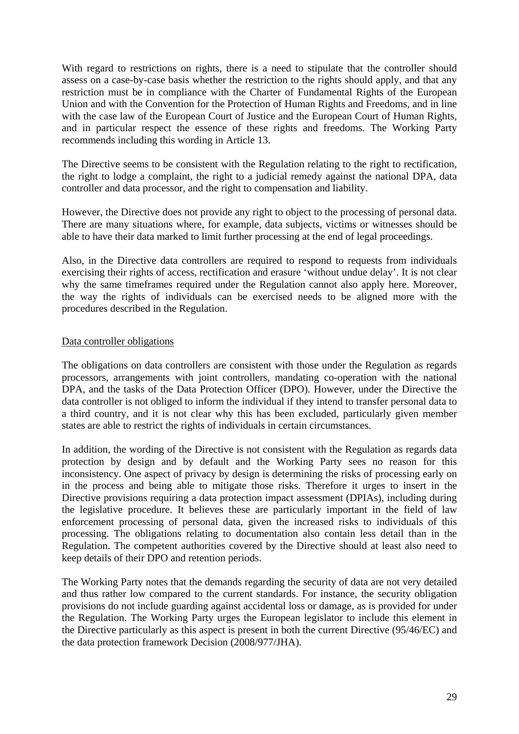With regard to restrictions on rights, there is a need to stipulate that the controller should assess on a case-by-case basis whether the restriction to the rights should apply, and that any restriction must be in compliance with the Charter of Fundamental Rights of the European Union and with the Convention for the Protection of Human Rights and Freedoms, and in line with the case law of the European Court of Justice and the European Court of Human Rights, and in particular respect the essence of these rights and freedoms. The Working Party recommends including this wording in Article 13.

The Directive seems to be consistent with the Regulation relating to the right to rectification, the right to lodge a complaint, the right to a judicial remedy against the national DPA, data controller and data processor, and the right to compensation and liability.

However, the Directive does not provide any right to object to the processing of personal data. There are many situations where, for example, data subjects, victims or witnesses should be able to have their data marked to limit further processing at the end of legal proceedings.

Also, in the Directive data controllers are required to respond to requests from individuals exercising their rights of access, rectification and erasure 'without undue delay'. It is not clear why the same timeframes required under the Regulation cannot also apply here. Moreover, the way the rights of individuals can be exercised needs to be aligned more with the procedures described in the Regulation.

<u>Data controller obligations</u>

The obligations on data controllers are consistent with those under the Regulation as regards processors, arrangements with joint controllers, mandating co-operation with the national DPA, and the tasks of the Data Protection Officer (DPO). However, under the Directive the data controller is not obliged to inform the individual if they intend to transfer personal data to a third country, and it is not clear why this has been excluded, particularly given member states are able to restrict the rights of individuals in certain circumstances.

In addition, the wording of the Directive is not consistent with the Regulation as regards data protection by design and by default and the Working Party sees no reason for this inconsistency. One aspect of privacy by design is determining the risks of processing early on in the process and being able to mitigate those risks. Therefore it urges to insert in the Directive provisions requiring a data protection impact assessment (DPIAs), including during the legislative procedure. It believes these are particularly important in the field of law enforcement processing of personal data, given the increased risks to individuals of this processing. The obligations relating to documentation also contain less detail than in the Regulation. The competent authorities covered by the Directive should at least also need to keep details of their DPO and retention periods.

The Working Party notes that the demands regarding the security of data are not very detailed and thus rather low compared to the current standards. For instance, the security obligation provisions do not include guarding against accidental loss or damage, as is provided for under the Regulation. The Working Party urges the European legislator to include this element in the Directive particularly as this aspect is present in both the current Directive (95/46/EC) and the data protection framework Decision (2008/977/JHA).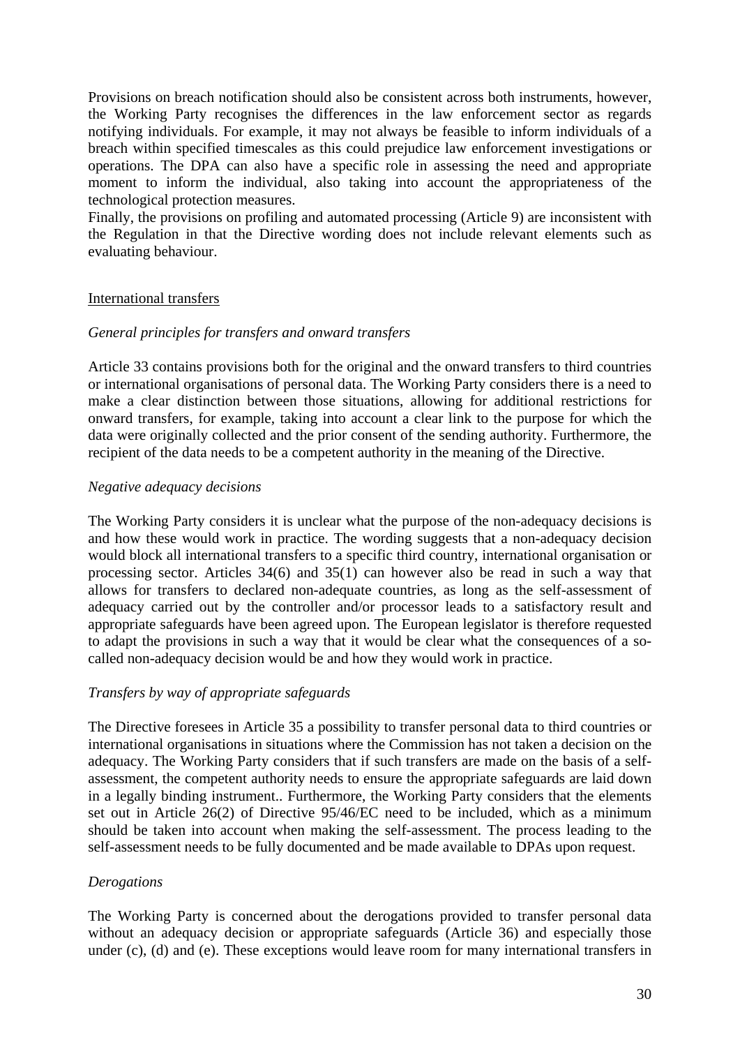Provisions on breach notification should also be consistent across both instruments, however, the Working Party recognises the differences in the law enforcement sector as regards notifying individuals. For example, it may not always be feasible to inform individuals of a breach within specified timescales as this could prejudice law enforcement investigations or operations. The DPA can also have a specific role in assessing the need and appropriate moment to inform the individual, also taking into account the appropriateness of the technological protection measures.
Finally, the provisions on profiling and automated processing (Article 9) are inconsistent with the Regulation in that the Directive wording does not include relevant elements such as evaluating behaviour.

<u>International transfers</u>

*General principles for transfers and onward transfers*

Article 33 contains provisions both for the original and the onward transfers to third countries or international organisations of personal data. The Working Party considers there is a need to make a clear distinction between those situations, allowing for additional restrictions for onward transfers, for example, taking into account a clear link to the purpose for which the data were originally collected and the prior consent of the sending authority. Furthermore, the recipient of the data needs to be a competent authority in the meaning of the Directive.

*Negative adequacy decisions*

The Working Party considers it is unclear what the purpose of the non-adequacy decisions is and how these would work in practice. The wording suggests that a non-adequacy decision would block all international transfers to a specific third country, international organisation or processing sector. Articles 34(6) and 35(1) can however also be read in such a way that allows for transfers to declared non-adequate countries, as long as the self-assessment of adequacy carried out by the controller and/or processor leads to a satisfactory result and appropriate safeguards have been agreed upon. The European legislator is therefore requested to adapt the provisions in such a way that it would be clear what the consequences of a so-called non-adequacy decision would be and how they would work in practice.

*Transfers by way of appropriate safeguards*

The Directive foresees in Article 35 a possibility to transfer personal data to third countries or international organisations in situations where the Commission has not taken a decision on the adequacy. The Working Party considers that if such transfers are made on the basis of a self-assessment, the competent authority needs to ensure the appropriate safeguards are laid down in a legally binding instrument.. Furthermore, the Working Party considers that the elements set out in Article 26(2) of Directive 95/46/EC need to be included, which as a minimum should be taken into account when making the self-assessment. The process leading to the self-assessment needs to be fully documented and be made available to DPAs upon request.

*Derogations*

The Working Party is concerned about the derogations provided to transfer personal data without an adequacy decision or appropriate safeguards (Article 36) and especially those under (c), (d) and (e). These exceptions would leave room for many international transfers in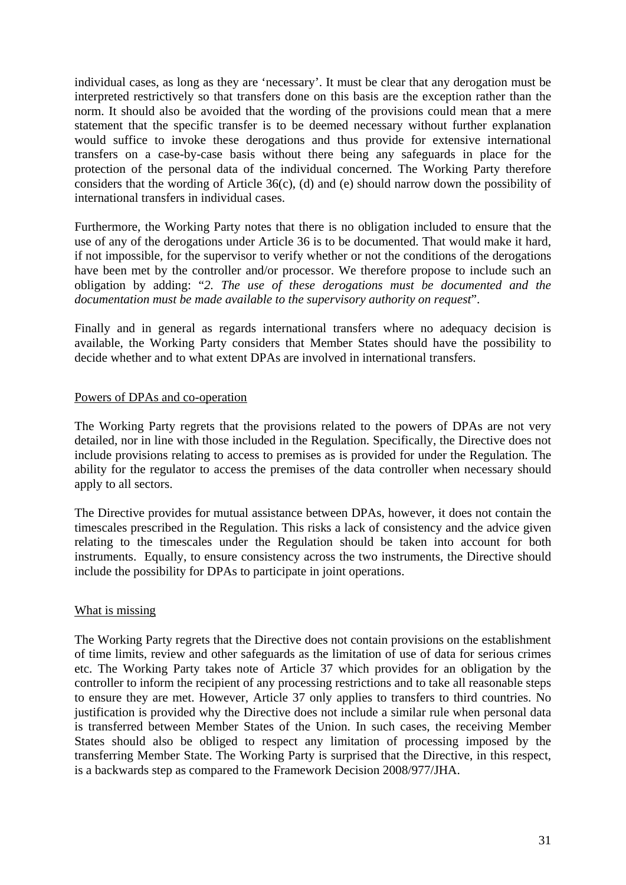individual cases, as long as they are 'necessary'. It must be clear that any derogation must be interpreted restrictively so that transfers done on this basis are the exception rather than the norm. It should also be avoided that the wording of the provisions could mean that a mere statement that the specific transfer is to be deemed necessary without further explanation would suffice to invoke these derogations and thus provide for extensive international transfers on a case-by-case basis without there being any safeguards in place for the protection of the personal data of the individual concerned. The Working Party therefore considers that the wording of Article 36(c), (d) and (e) should narrow down the possibility of international transfers in individual cases.

Furthermore, the Working Party notes that there is no obligation included to ensure that the use of any of the derogations under Article 36 is to be documented. That would make it hard, if not impossible, for the supervisor to verify whether or not the conditions of the derogations have been met by the controller and/or processor. We therefore propose to include such an obligation by adding: "*2. The use of these derogations must be documented and the documentation must be made available to the supervisory authority on request*".

Finally and in general as regards international transfers where no adequacy decision is available, the Working Party considers that Member States should have the possibility to decide whether and to what extent DPAs are involved in international transfers.

<u>Powers of DPAs and co-operation</u>

The Working Party regrets that the provisions related to the powers of DPAs are not very detailed, nor in line with those included in the Regulation. Specifically, the Directive does not include provisions relating to access to premises as is provided for under the Regulation. The ability for the regulator to access the premises of the data controller when necessary should apply to all sectors.

The Directive provides for mutual assistance between DPAs, however, it does not contain the timescales prescribed in the Regulation. This risks a lack of consistency and the advice given relating to the timescales under the Regulation should be taken into account for both instruments. Equally, to ensure consistency across the two instruments, the Directive should include the possibility for DPAs to participate in joint operations.

<u>What is missing</u>

The Working Party regrets that the Directive does not contain provisions on the establishment of time limits, review and other safeguards as the limitation of use of data for serious crimes etc. The Working Party takes note of Article 37 which provides for an obligation by the controller to inform the recipient of any processing restrictions and to take all reasonable steps to ensure they are met. However, Article 37 only applies to transfers to third countries. No justification is provided why the Directive does not include a similar rule when personal data is transferred between Member States of the Union. In such cases, the receiving Member States should also be obliged to respect any limitation of processing imposed by the transferring Member State. The Working Party is surprised that the Directive, in this respect, is a backwards step as compared to the Framework Decision 2008/977/JHA.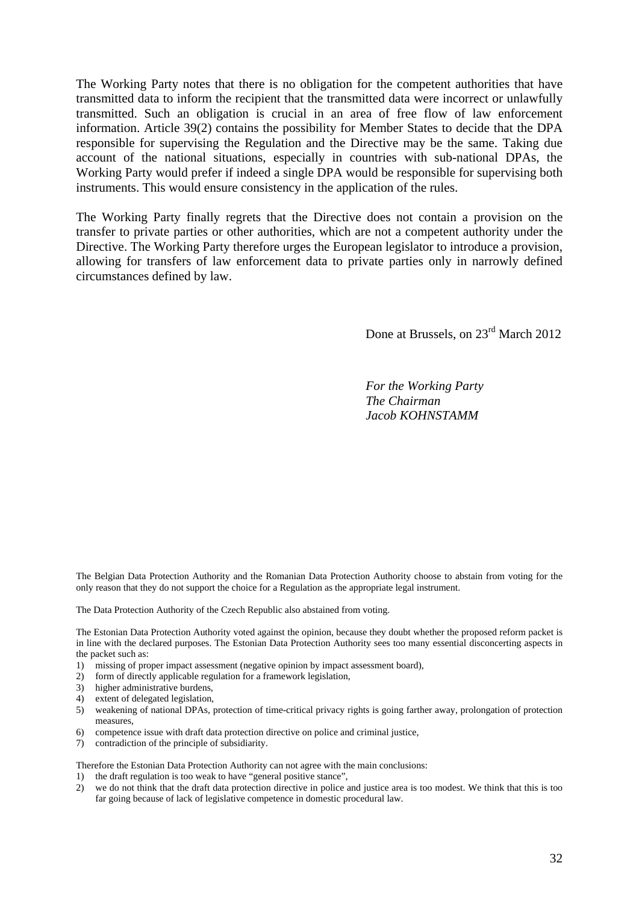The Working Party notes that there is no obligation for the competent authorities that have transmitted data to inform the recipient that the transmitted data were incorrect or unlawfully transmitted. Such an obligation is crucial in an area of free flow of law enforcement information. Article 39(2) contains the possibility for Member States to decide that the DPA responsible for supervising the Regulation and the Directive may be the same. Taking due account of the national situations, especially in countries with sub-national DPAs, the Working Party would prefer if indeed a single DPA would be responsible for supervising both instruments. This would ensure consistency in the application of the rules.

The Working Party finally regrets that the Directive does not contain a provision on the transfer to private parties or other authorities, which are not a competent authority under the Directive. The Working Party therefore urges the European legislator to introduce a provision, allowing for transfers of law enforcement data to private parties only in narrowly defined circumstances defined by law.

Done at Brussels, on 23rd March 2012

*For the Working Party*
*The Chairman*
*Jacob KOHNSTAMM*

The Belgian Data Protection Authority and the Romanian Data Protection Authority choose to abstain from voting for the only reason that they do not support the choice for a Regulation as the appropriate legal instrument.

The Data Protection Authority of the Czech Republic also abstained from voting.

The Estonian Data Protection Authority voted against the opinion, because they doubt whether the proposed reform packet is in line with the declared purposes. The Estonian Data Protection Authority sees too many essential disconcerting aspects in the packet such as:

1) missing of proper impact assessment (negative opinion by impact assessment board),
2) form of directly applicable regulation for a framework legislation,
3) higher administrative burdens,
4) extent of delegated legislation,
5) weakening of national DPAs, protection of time-critical privacy rights is going farther away, prolongation of protection measures,
6) competence issue with draft data protection directive on police and criminal justice,
7) contradiction of the principle of subsidiarity.

Therefore the Estonian Data Protection Authority can not agree with the main conclusions:

1) the draft regulation is too weak to have "general positive stance",
2) we do not think that the draft data protection directive in police and justice area is too modest. We think that this is too far going because of lack of legislative competence in domestic procedural law.